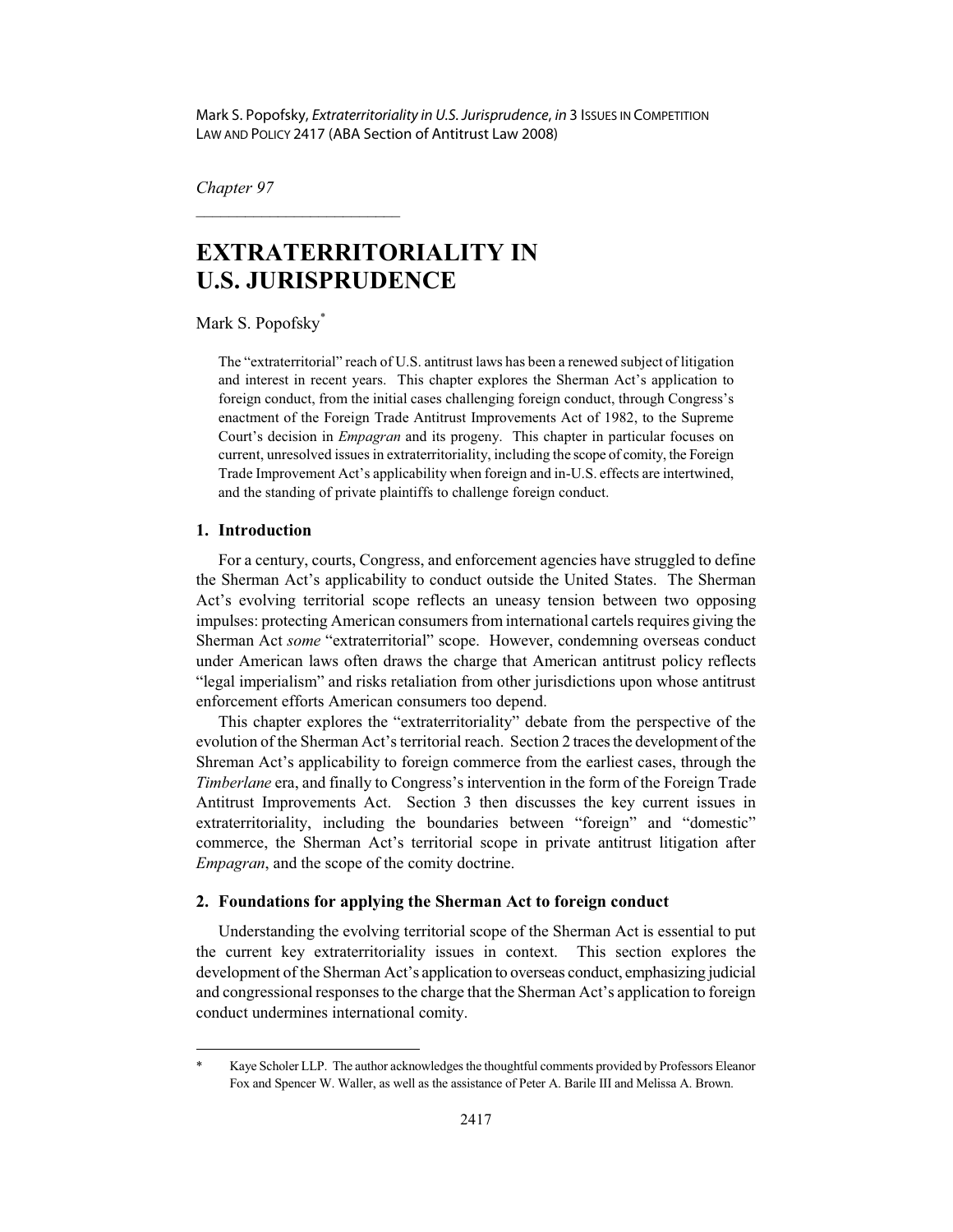Mark S. Popofsky, *Extraterritoriality in U.S. Jurisprudence*, *in* 3 ISSUES IN COMPETITION LAW AND POLICY 2417 (ABA Section of Antitrust Law 2008)

*Chapter 97*

# EXTRATERRITORIALITY IN U.S. JURISPRUDENCE

Mark S. Popofsky*

> The "extraterritorial" reach of U.S. antitrust laws has been a renewed subject of litigation and interest in recent years. This chapter explores the Sherman Act's application to foreign conduct, from the initial cases challenging foreign conduct, through Congress's enactment of the Foreign Trade Antitrust Improvements Act of 1982, to the Supreme Court's decision in *Empagran* and its progeny. This chapter in particular focuses on current, unresolved issues in extraterritoriality, including the scope of comity, the Foreign Trade Improvement Act's applicability when foreign and in-U.S. effects are intertwined, and the standing of private plaintiffs to challenge foreign conduct.

## 1. Introduction

For a century, courts, Congress, and enforcement agencies have struggled to define the Sherman Act's applicability to conduct outside the United States. The Sherman Act's evolving territorial scope reflects an uneasy tension between two opposing impulses: protecting American consumers from international cartels requires giving the Sherman Act *some* "extraterritorial" scope. However, condemning overseas conduct under American laws often draws the charge that American antitrust policy reflects "legal imperialism" and risks retaliation from other jurisdictions upon whose antitrust enforcement efforts American consumers too depend.

This chapter explores the "extraterritoriality" debate from the perspective of the evolution of the Sherman Act's territorial reach. Section 2 traces the development of the Shreman Act's applicability to foreign commerce from the earliest cases, through the *Timberlane* era, and finally to Congress's intervention in the form of the Foreign Trade Antitrust Improvements Act. Section 3 then discusses the key current issues in extraterritoriality, including the boundaries between "foreign" and "domestic" commerce, the Sherman Act's territorial scope in private antitrust litigation after *Empagran*, and the scope of the comity doctrine.

## 2. Foundations for applying the Sherman Act to foreign conduct

Understanding the evolving territorial scope of the Sherman Act is essential to put the current key extraterritoriality issues in context. This section explores the development of the Sherman Act's application to overseas conduct, emphasizing judicial and congressional responses to the charge that the Sherman Act's application to foreign conduct undermines international comity.

---

\* Kaye Scholer LLP. The author acknowledges the thoughtful comments provided by Professors Eleanor Fox and Spencer W. Waller, as well as the assistance of Peter A. Barile III and Melissa A. Brown.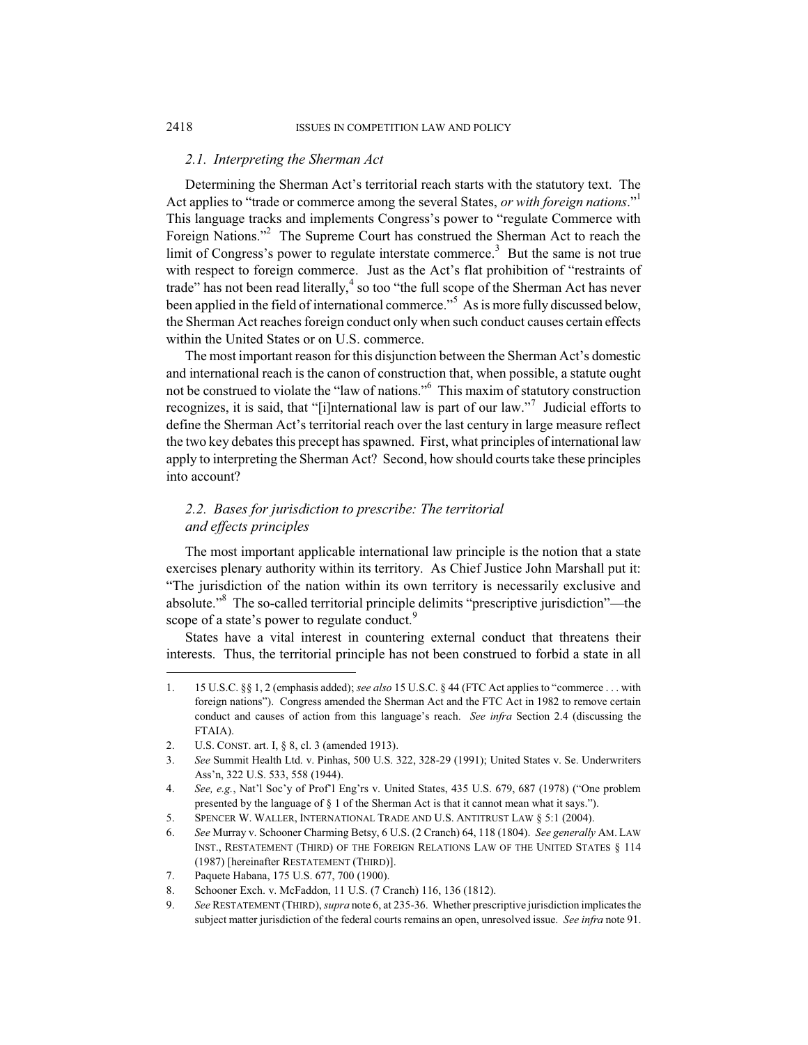### *2.1. Interpreting the Sherman Act*

Determining the Sherman Act's territorial reach starts with the statutory text. The Act applies to "trade or commerce among the several States, *or with foreign nations*."[1] This language tracks and implements Congress's power to "regulate Commerce with Foreign Nations."[2] The Supreme Court has construed the Sherman Act to reach the limit of Congress's power to regulate interstate commerce.[3] But the same is not true with respect to foreign commerce. Just as the Act's flat prohibition of "restraints of trade" has not been read literally,[4] so too "the full scope of the Sherman Act has never been applied in the field of international commerce."[5] As is more fully discussed below, the Sherman Act reaches foreign conduct only when such conduct causes certain effects within the United States or on U.S. commerce.

The most important reason for this disjunction between the Sherman Act's domestic and international reach is the canon of construction that, when possible, a statute ought not be construed to violate the "law of nations."[6] This maxim of statutory construction recognizes, it is said, that "[i]nternational law is part of our law."[7] Judicial efforts to define the Sherman Act's territorial reach over the last century in large measure reflect the two key debates this precept has spawned. First, what principles of international law apply to interpreting the Sherman Act? Second, how should courts take these principles into account?

### *2.2. Bases for jurisdiction to prescribe: The territorial and effects principles*

The most important applicable international law principle is the notion that a state exercises plenary authority within its territory. As Chief Justice John Marshall put it: "The jurisdiction of the nation within its own territory is necessarily exclusive and absolute."[8] The so-called territorial principle delimits "prescriptive jurisdiction"—the scope of a state's power to regulate conduct.[9]

States have a vital interest in countering external conduct that threatens their interests. Thus, the territorial principle has not been construed to forbid a state in all

---

1. 15 U.S.C. §§ 1, 2 (emphasis added); *see also* 15 U.S.C. § 44 (FTC Act applies to "commerce . . . with foreign nations"). Congress amended the Sherman Act and the FTC Act in 1982 to remove certain conduct and causes of action from this language's reach. *See infra* Section 2.4 (discussing the FTAIA).
2. U.S. CONST. art. I, § 8, cl. 3 (amended 1913).
3. *See* Summit Health Ltd. v. Pinhas, 500 U.S. 322, 328-29 (1991); United States v. Se. Underwriters Ass'n, 322 U.S. 533, 558 (1944).
4. *See, e.g.*, Nat'l Soc'y of Prof'l Eng'rs v. United States, 435 U.S. 679, 687 (1978) ("One problem presented by the language of § 1 of the Sherman Act is that it cannot mean what it says.").
5. SPENCER W. WALLER, INTERNATIONAL TRADE AND U.S. ANTITRUST LAW § 5:1 (2004).
6. *See* Murray v. Schooner Charming Betsy, 6 U.S. (2 Cranch) 64, 118 (1804). *See generally* AM. LAW INST., RESTATEMENT (THIRD) OF THE FOREIGN RELATIONS LAW OF THE UNITED STATES § 114 (1987) [hereinafter RESTATEMENT (THIRD)].
7. Paquete Habana, 175 U.S. 677, 700 (1900).
8. Schooner Exch. v. McFaddon, 11 U.S. (7 Cranch) 116, 136 (1812).
9. *See* RESTATEMENT (THIRD), *supra* note 6, at 235-36. Whether prescriptive jurisdiction implicates the subject matter jurisdiction of the federal courts remains an open, unresolved issue. *See infra* note 91.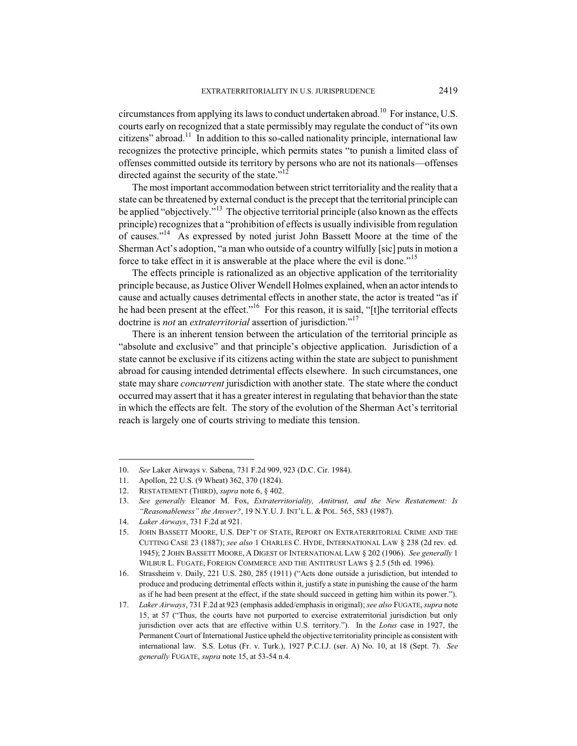circumstances from applying its laws to conduct undertaken abroad.[10] For instance, U.S. courts early on recognized that a state permissibly may regulate the conduct of "its own citizens" abroad.[11] In addition to this so-called nationality principle, international law recognizes the protective principle, which permits states "to punish a limited class of offenses committed outside its territory by persons who are not its nationals—offenses directed against the security of the state."[12]

The most important accommodation between strict territoriality and the reality that a state can be threatened by external conduct is the precept that the territorial principle can be applied "objectively."[13] The objective territorial principle (also known as the effects principle) recognizes that a "prohibition of effects is usually indivisible from regulation of causes."[14] As expressed by noted jurist John Bassett Moore at the time of the Sherman Act's adoption, "a man who outside of a country wilfully [sic] puts in motion a force to take effect in it is answerable at the place where the evil is done."[15]

The effects principle is rationalized as an objective application of the territoriality principle because, as Justice Oliver Wendell Holmes explained, when an actor intends to cause and actually causes detrimental effects in another state, the actor is treated "as if he had been present at the effect."[16] For this reason, it is said, "[t]he territorial effects doctrine is *not* an *extraterritorial* assertion of jurisdiction."[17]

There is an inherent tension between the articulation of the territorial principle as "absolute and exclusive" and that principle's objective application. Jurisdiction of a state cannot be exclusive if its citizens acting within the state are subject to punishment abroad for causing intended detrimental effects elsewhere. In such circumstances, one state may share *concurrent* jurisdiction with another state. The state where the conduct occurred may assert that it has a greater interest in regulating that behavior than the state in which the effects are felt. The story of the evolution of the Sherman Act's territorial reach is largely one of courts striving to mediate this tension.

---

10. *See* Laker Airways v. Sabena, 731 F.2d 909, 923 (D.C. Cir. 1984).
11. Apollon, 22 U.S. (9 Wheat) 362, 370 (1824).
12. RESTATEMENT (THIRD), *supra* note 6, § 402.
13. *See generally* Eleanor M. Fox, *Extraterritoriality, Antitrust, and the New Restatement: Is "Reasonableness" the Answer?*, 19 N.Y.U. J. INT'L L. & POL. 565, 583 (1987).
14. *Laker Airways*, 731 F.2d at 921.
15. JOHN BASSETT MOORE, U.S. DEP'T OF STATE, REPORT ON EXTRATERRITORIAL CRIME AND THE CUTTING CASE 23 (1887); *see also* 1 CHARLES C. HYDE, INTERNATIONAL LAW § 238 (2d rev. ed. 1945); 2 JOHN BASSETT MOORE, A DIGEST OF INTERNATIONAL LAW § 202 (1906). *See generally* 1 WILBUR L. FUGATE, FOREIGN COMMERCE AND THE ANTITRUST LAWS § 2.5 (5th ed. 1996).
16. Strassheim v. Daily, 221 U.S. 280, 285 (1911) ("Acts done outside a jurisdiction, but intended to produce and producing detrimental effects within it, justify a state in punishing the cause of the harm as if he had been present at the effect, if the state should succeed in getting him within its power.").
17. *Laker Airways*, 731 F.2d at 923 (emphasis added/emphasis in original); *see also* FUGATE, *supra* note 15, at 57 ("Thus, the courts have not purported to exercise extraterritorial jurisdiction but only jurisdiction over acts that are effective within U.S. territory."). In the *Lotus* case in 1927, the Permanent Court of International Justice upheld the objective territoriality principle as consistent with international law. S.S. Lotus (Fr. v. Turk.), 1927 P.C.I.J. (ser. A) No. 10, at 18 (Sept. 7). *See generally* FUGATE, *supra* note 15, at 53-54 n.4.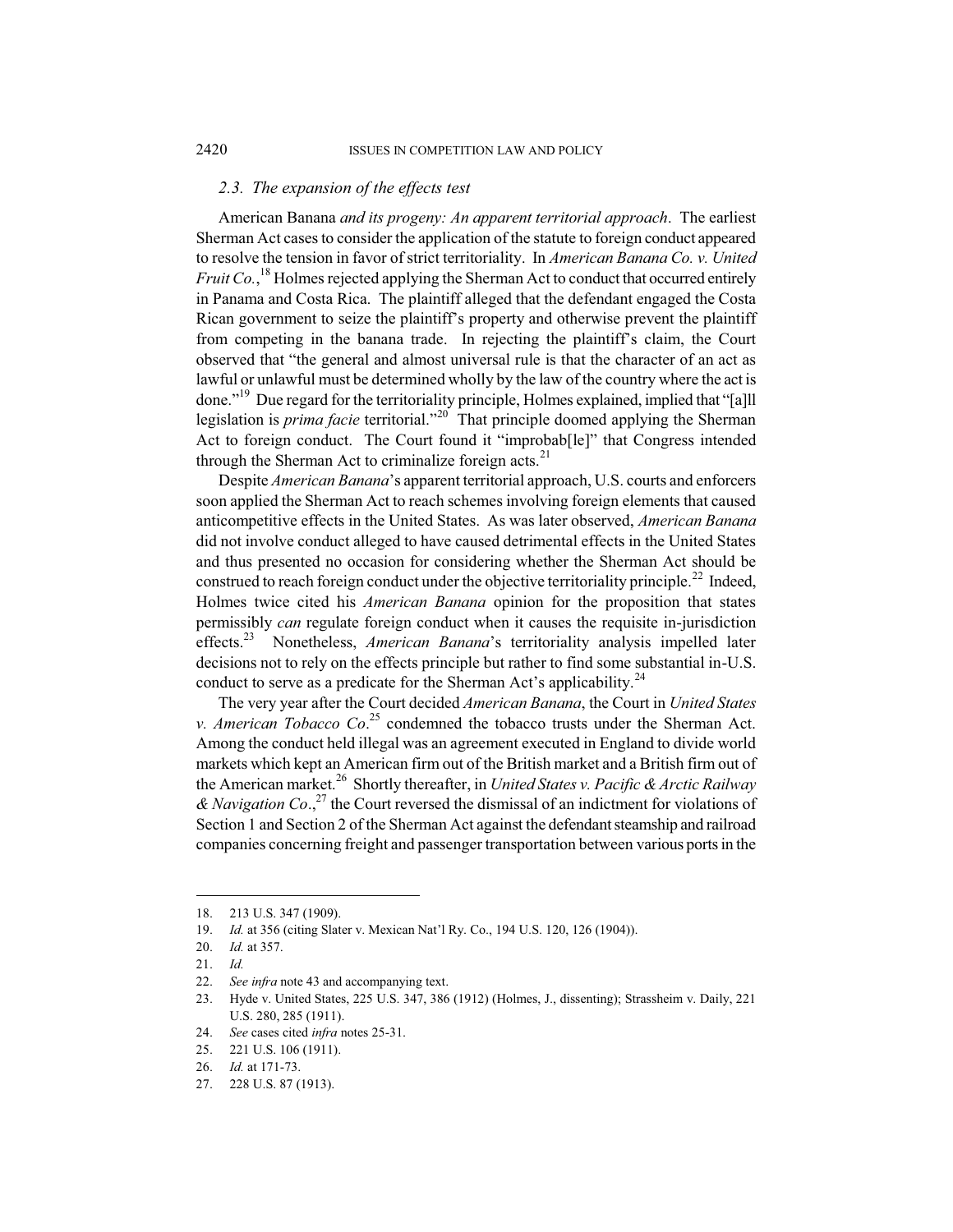### *2.3. The expansion of the effects test*

American Banana *and its progeny: An apparent territorial approach*. The earliest Sherman Act cases to consider the application of the statute to foreign conduct appeared to resolve the tension in favor of strict territoriality. In *American Banana Co. v. United Fruit Co.*,[18] Holmes rejected applying the Sherman Act to conduct that occurred entirely in Panama and Costa Rica. The plaintiff alleged that the defendant engaged the Costa Rican government to seize the plaintiff's property and otherwise prevent the plaintiff from competing in the banana trade. In rejecting the plaintiff's claim, the Court observed that "the general and almost universal rule is that the character of an act as lawful or unlawful must be determined wholly by the law of the country where the act is done."[19] Due regard for the territoriality principle, Holmes explained, implied that "[a]ll legislation is *prima facie* territorial."[20] That principle doomed applying the Sherman Act to foreign conduct. The Court found it "improbab[le]" that Congress intended through the Sherman Act to criminalize foreign acts.[21]

Despite *American Banana*'s apparent territorial approach, U.S. courts and enforcers soon applied the Sherman Act to reach schemes involving foreign elements that caused anticompetitive effects in the United States. As was later observed, *American Banana* did not involve conduct alleged to have caused detrimental effects in the United States and thus presented no occasion for considering whether the Sherman Act should be construed to reach foreign conduct under the objective territoriality principle.[22] Indeed, Holmes twice cited his *American Banana* opinion for the proposition that states permissibly *can* regulate foreign conduct when it causes the requisite in-jurisdiction effects.[23] Nonetheless, *American Banana*'s territoriality analysis impelled later decisions not to rely on the effects principle but rather to find some substantial in-U.S. conduct to serve as a predicate for the Sherman Act's applicability.[24]

The very year after the Court decided *American Banana*, the Court in *United States v. American Tobacco Co*.[25] condemned the tobacco trusts under the Sherman Act. Among the conduct held illegal was an agreement executed in England to divide world markets which kept an American firm out of the British market and a British firm out of the American market.[26] Shortly thereafter, in *United States v. Pacific & Arctic Railway & Navigation Co*.,[27] the Court reversed the dismissal of an indictment for violations of Section 1 and Section 2 of the Sherman Act against the defendant steamship and railroad companies concerning freight and passenger transportation between various ports in the

---

18. 213 U.S. 347 (1909).
19. *Id.* at 356 (citing Slater v. Mexican Nat'l Ry. Co., 194 U.S. 120, 126 (1904)).
20. *Id.* at 357.
21. *Id.*
22. *See infra* note 43 and accompanying text.
23. Hyde v. United States, 225 U.S. 347, 386 (1912) (Holmes, J., dissenting); Strassheim v. Daily, 221 U.S. 280, 285 (1911).
24. *See* cases cited *infra* notes 25-31.
25. 221 U.S. 106 (1911).
26. *Id.* at 171-73.
27. 228 U.S. 87 (1913).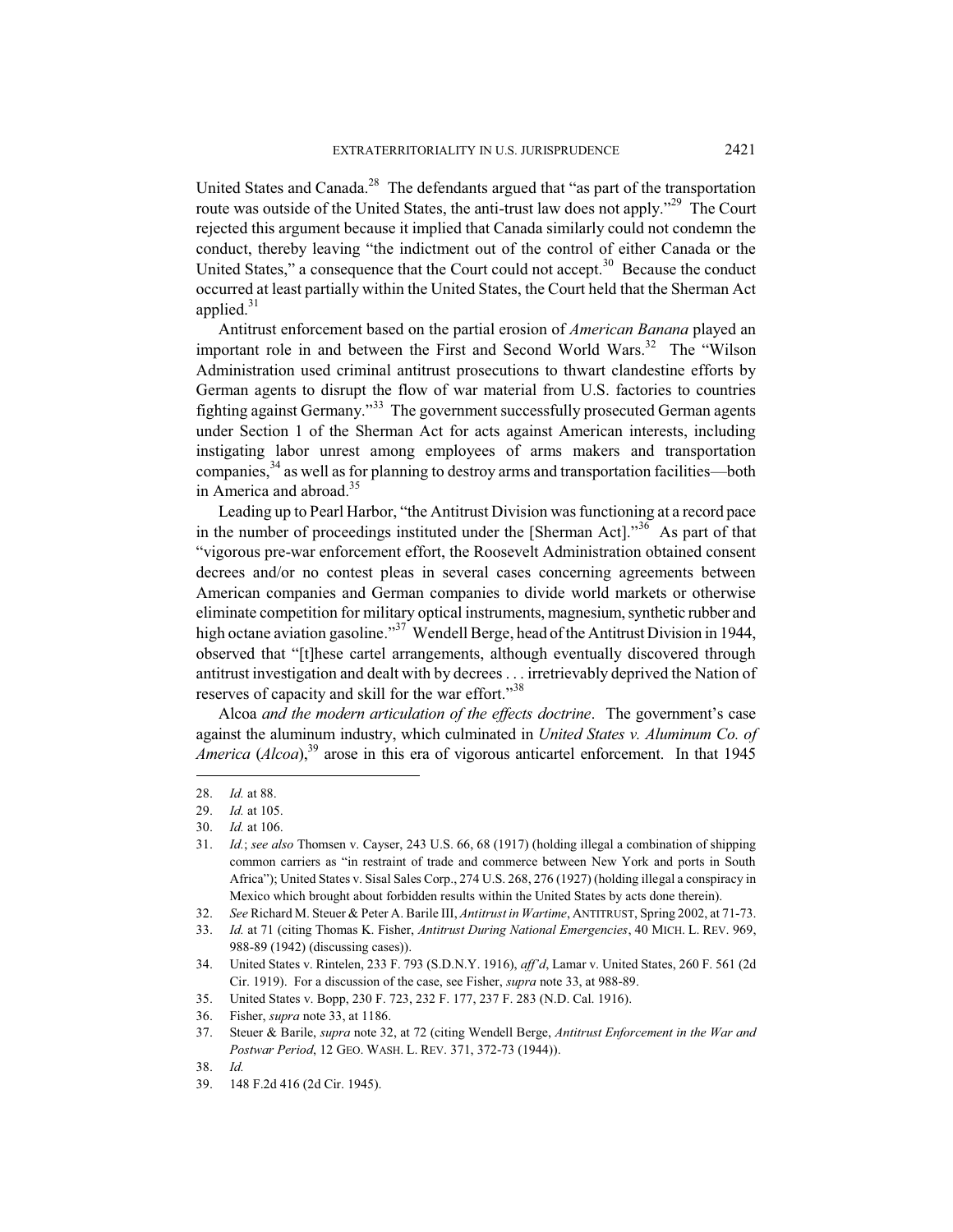United States and Canada.[28] The defendants argued that "as part of the transportation route was outside of the United States, the anti-trust law does not apply."[29] The Court rejected this argument because it implied that Canada similarly could not condemn the conduct, thereby leaving "the indictment out of the control of either Canada or the United States," a consequence that the Court could not accept.[30] Because the conduct occurred at least partially within the United States, the Court held that the Sherman Act applied.[31]

Antitrust enforcement based on the partial erosion of *American Banana* played an important role in and between the First and Second World Wars.[32] The "Wilson Administration used criminal antitrust prosecutions to thwart clandestine efforts by German agents to disrupt the flow of war material from U.S. factories to countries fighting against Germany."[33] The government successfully prosecuted German agents under Section 1 of the Sherman Act for acts against American interests, including instigating labor unrest among employees of arms makers and transportation companies,[34] as well as for planning to destroy arms and transportation facilities—both in America and abroad.[35]

Leading up to Pearl Harbor, "the Antitrust Division was functioning at a record pace in the number of proceedings instituted under the [Sherman Act]."[36] As part of that "vigorous pre-war enforcement effort, the Roosevelt Administration obtained consent decrees and/or no contest pleas in several cases concerning agreements between American companies and German companies to divide world markets or otherwise eliminate competition for military optical instruments, magnesium, synthetic rubber and high octane aviation gasoline."[37] Wendell Berge, head of the Antitrust Division in 1944, observed that "[t]hese cartel arrangements, although eventually discovered through antitrust investigation and dealt with by decrees . . . irretrievably deprived the Nation of reserves of capacity and skill for the war effort."[38]

Alcoa *and the modern articulation of the effects doctrine*. The government's case against the aluminum industry, which culminated in *United States v. Aluminum Co. of America* (*Alcoa*),[39] arose in this era of vigorous anticartel enforcement. In that 1945

---

28. *Id.* at 88.
29. *Id.* at 105.
30. *Id.* at 106.
31. *Id.*; *see also* Thomsen v. Cayser, 243 U.S. 66, 68 (1917) (holding illegal a combination of shipping common carriers as "in restraint of trade and commerce between New York and ports in South Africa"); United States v. Sisal Sales Corp., 274 U.S. 268, 276 (1927) (holding illegal a conspiracy in Mexico which brought about forbidden results within the United States by acts done therein).
32. *See* Richard M. Steuer & Peter A. Barile III, *Antitrust in Wartime*, ANTITRUST, Spring 2002, at 71-73.
33. *Id.* at 71 (citing Thomas K. Fisher, *Antitrust During National Emergencies*, 40 MICH. L. REV. 969, 988-89 (1942) (discussing cases)).
34. United States v. Rintelen, 233 F. 793 (S.D.N.Y. 1916), *aff'd*, Lamar v. United States, 260 F. 561 (2d Cir. 1919). For a discussion of the case, see Fisher, *supra* note 33, at 988-89.
35. United States v. Bopp, 230 F. 723, 232 F. 177, 237 F. 283 (N.D. Cal. 1916).
36. Fisher, *supra* note 33, at 1186.
37. Steuer & Barile, *supra* note 32, at 72 (citing Wendell Berge, *Antitrust Enforcement in the War and Postwar Period*, 12 GEO. WASH. L. REV. 371, 372-73 (1944)).
38. *Id.*
39. 148 F.2d 416 (2d Cir. 1945).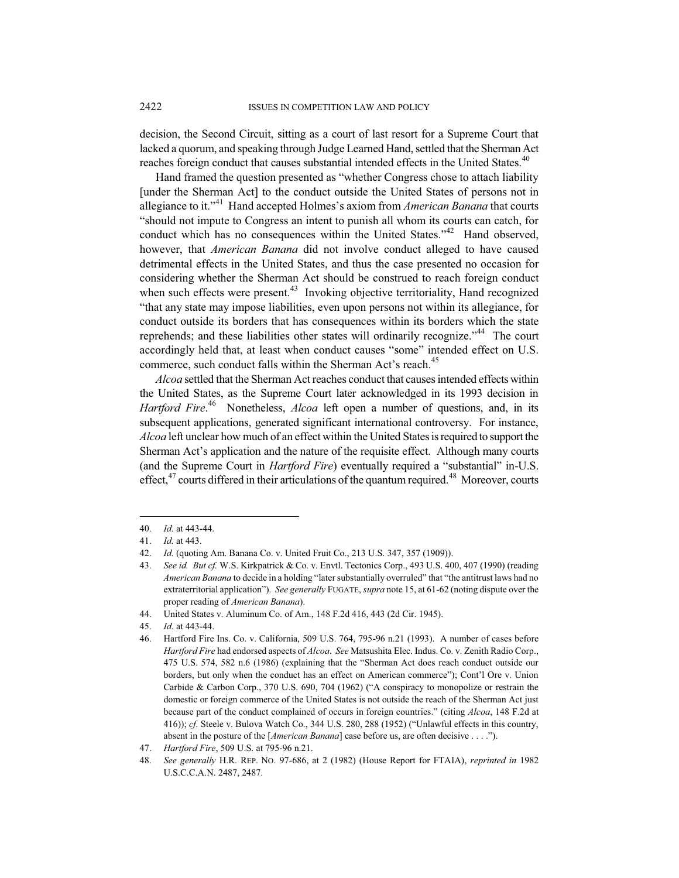decision, the Second Circuit, sitting as a court of last resort for a Supreme Court that lacked a quorum, and speaking through Judge Learned Hand, settled that the Sherman Act reaches foreign conduct that causes substantial intended effects in the United States.[40]

Hand framed the question presented as "whether Congress chose to attach liability [under the Sherman Act] to the conduct outside the United States of persons not in allegiance to it."[41] Hand accepted Holmes's axiom from *American Banana* that courts "should not impute to Congress an intent to punish all whom its courts can catch, for conduct which has no consequences within the United States."[42] Hand observed, however, that *American Banana* did not involve conduct alleged to have caused detrimental effects in the United States, and thus the case presented no occasion for considering whether the Sherman Act should be construed to reach foreign conduct when such effects were present.[43] Invoking objective territoriality, Hand recognized "that any state may impose liabilities, even upon persons not within its allegiance, for conduct outside its borders that has consequences within its borders which the state reprehends; and these liabilities other states will ordinarily recognize."[44] The court accordingly held that, at least when conduct causes "some" intended effect on U.S. commerce, such conduct falls within the Sherman Act's reach.[45]

*Alcoa* settled that the Sherman Act reaches conduct that causes intended effects within the United States, as the Supreme Court later acknowledged in its 1993 decision in *Hartford Fire*.[46] Nonetheless, *Alcoa* left open a number of questions, and, in its subsequent applications, generated significant international controversy. For instance, *Alcoa* left unclear how much of an effect within the United States is required to support the Sherman Act's application and the nature of the requisite effect. Although many courts (and the Supreme Court in *Hartford Fire*) eventually required a "substantial" in-U.S. effect,[47] courts differed in their articulations of the quantum required.[48] Moreover, courts

---

40. *Id.* at 443-44.

41. *Id.* at 443.

42. *Id.* (quoting Am. Banana Co. v. United Fruit Co., 213 U.S. 347, 357 (1909)).

43. *See id. But cf.* W.S. Kirkpatrick & Co. v. Envtl. Tectonics Corp., 493 U.S. 400, 407 (1990) (reading *American Banana* to decide in a holding "later substantially overruled" that "the antitrust laws had no extraterritorial application"). *See generally* FUGATE, *supra* note 15, at 61-62 (noting dispute over the proper reading of *American Banana*).

44. United States v. Aluminum Co. of Am., 148 F.2d 416, 443 (2d Cir. 1945).

45. *Id.* at 443-44.

46. Hartford Fire Ins. Co. v. California, 509 U.S. 764, 795-96 n.21 (1993). A number of cases before *Hartford Fire* had endorsed aspects of *Alcoa*. *See* Matsushita Elec. Indus. Co. v. Zenith Radio Corp., 475 U.S. 574, 582 n.6 (1986) (explaining that the "Sherman Act does reach conduct outside our borders, but only when the conduct has an effect on American commerce"); Cont'l Ore v. Union Carbide & Carbon Corp., 370 U.S. 690, 704 (1962) ("A conspiracy to monopolize or restrain the domestic or foreign commerce of the United States is not outside the reach of the Sherman Act just because part of the conduct complained of occurs in foreign countries." (citing *Alcoa*, 148 F.2d at 416)); *cf.* Steele v. Bulova Watch Co., 344 U.S. 280, 288 (1952) ("Unlawful effects in this country, absent in the posture of the [*American Banana*] case before us, are often decisive . . . .").

47. *Hartford Fire*, 509 U.S. at 795-96 n.21.

48. *See generally* H.R. REP. NO. 97-686, at 2 (1982) (House Report for FTAIA), *reprinted in* 1982 U.S.C.C.A.N. 2487, 2487.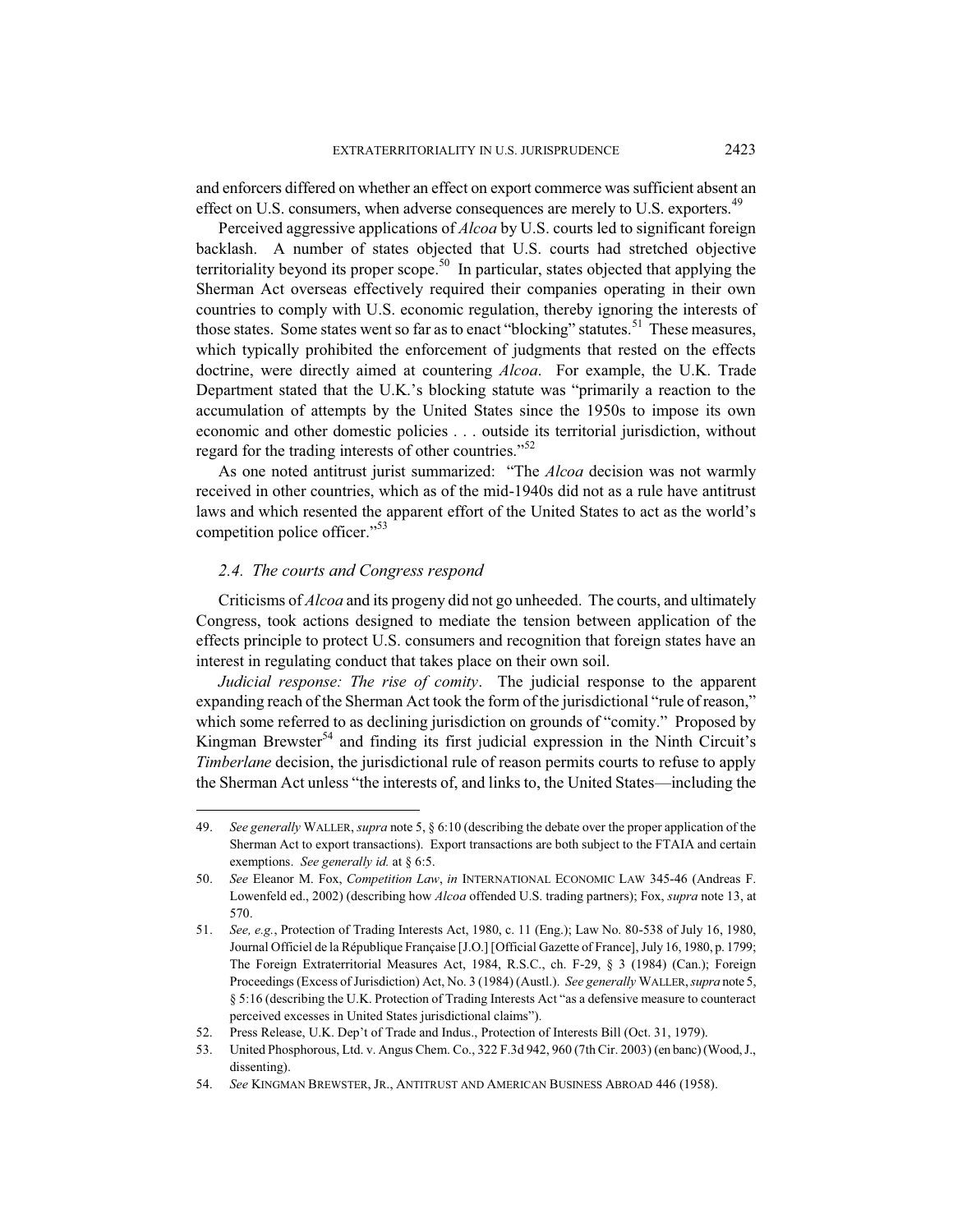and enforcers differed on whether an effect on export commerce was sufficient absent an effect on U.S. consumers, when adverse consequences are merely to U.S. exporters.[49]

Perceived aggressive applications of *Alcoa* by U.S. courts led to significant foreign backlash. A number of states objected that U.S. courts had stretched objective territoriality beyond its proper scope.[50] In particular, states objected that applying the Sherman Act overseas effectively required their companies operating in their own countries to comply with U.S. economic regulation, thereby ignoring the interests of those states. Some states went so far as to enact "blocking" statutes.[51] These measures, which typically prohibited the enforcement of judgments that rested on the effects doctrine, were directly aimed at countering *Alcoa*. For example, the U.K. Trade Department stated that the U.K.'s blocking statute was "primarily a reaction to the accumulation of attempts by the United States since the 1950s to impose its own economic and other domestic policies . . . outside its territorial jurisdiction, without regard for the trading interests of other countries."[52]

As one noted antitrust jurist summarized: "The *Alcoa* decision was not warmly received in other countries, which as of the mid-1940s did not as a rule have antitrust laws and which resented the apparent effort of the United States to act as the world's competition police officer."[53]

### *2.4. The courts and Congress respond*

Criticisms of *Alcoa* and its progeny did not go unheeded. The courts, and ultimately Congress, took actions designed to mediate the tension between application of the effects principle to protect U.S. consumers and recognition that foreign states have an interest in regulating conduct that takes place on their own soil.

*Judicial response: The rise of comity*. The judicial response to the apparent expanding reach of the Sherman Act took the form of the jurisdictional "rule of reason," which some referred to as declining jurisdiction on grounds of "comity." Proposed by Kingman Brewster[54] and finding its first judicial expression in the Ninth Circuit's *Timberlane* decision, the jurisdictional rule of reason permits courts to refuse to apply the Sherman Act unless "the interests of, and links to, the United States—including the

---

49. *See generally* WALLER, *supra* note 5, § 6:10 (describing the debate over the proper application of the Sherman Act to export transactions). Export transactions are both subject to the FTAIA and certain exemptions. *See generally id.* at § 6:5.

50. *See* Eleanor M. Fox, *Competition Law*, *in* INTERNATIONAL ECONOMIC LAW 345-46 (Andreas F. Lowenfeld ed., 2002) (describing how *Alcoa* offended U.S. trading partners); Fox, *supra* note 13, at 570.

51. *See, e.g.*, Protection of Trading Interests Act, 1980, c. 11 (Eng.); Law No. 80-538 of July 16, 1980, Journal Officiel de la République Française [J.O.] [Official Gazette of France], July 16, 1980, p. 1799; The Foreign Extraterritorial Measures Act, 1984, R.S.C., ch. F-29, § 3 (1984) (Can.); Foreign Proceedings (Excess of Jurisdiction) Act, No. 3 (1984) (Austl.). *See generally* WALLER, *supra* note 5, § 5:16 (describing the U.K. Protection of Trading Interests Act "as a defensive measure to counteract perceived excesses in United States jurisdictional claims").

52. Press Release, U.K. Dep't of Trade and Indus., Protection of Interests Bill (Oct. 31, 1979).

53. United Phosphorous, Ltd. v. Angus Chem. Co., 322 F.3d 942, 960 (7th Cir. 2003) (en banc) (Wood, J., dissenting).

54. *See* KINGMAN BREWSTER, JR., ANTITRUST AND AMERICAN BUSINESS ABROAD 446 (1958).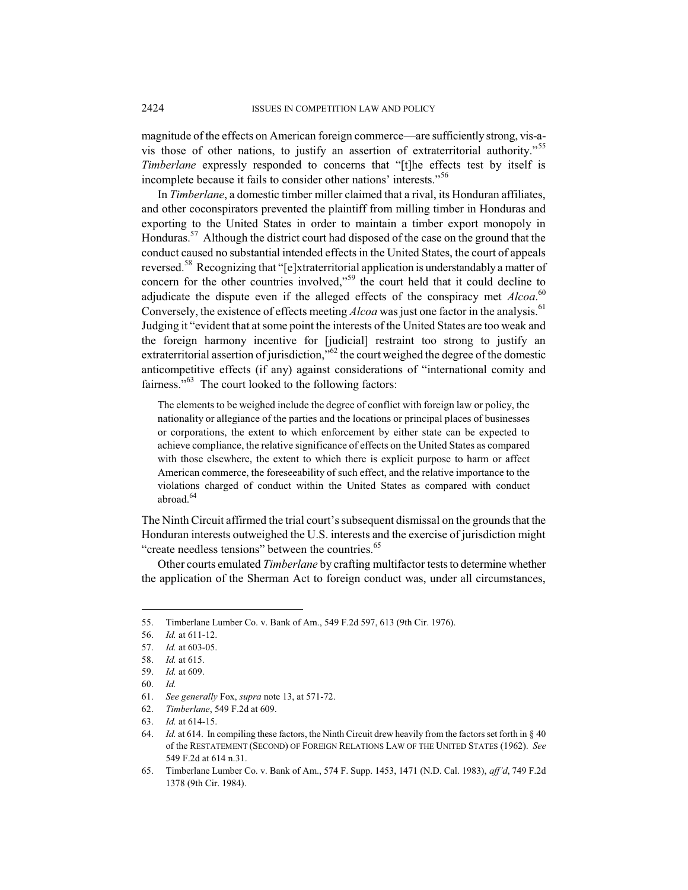magnitude of the effects on American foreign commerce—are sufficiently strong, vis-a-vis those of other nations, to justify an assertion of extraterritorial authority."[55] *Timberlane* expressly responded to concerns that "[t]he effects test by itself is incomplete because it fails to consider other nations' interests."[56]

In *Timberlane*, a domestic timber miller claimed that a rival, its Honduran affiliates, and other coconspirators prevented the plaintiff from milling timber in Honduras and exporting to the United States in order to maintain a timber export monopoly in Honduras.[57] Although the district court had disposed of the case on the ground that the conduct caused no substantial intended effects in the United States, the court of appeals reversed.[58] Recognizing that "[e]xtraterritorial application is understandably a matter of concern for the other countries involved,"[59] the court held that it could decline to adjudicate the dispute even if the alleged effects of the conspiracy met *Alcoa*.[60] Conversely, the existence of effects meeting *Alcoa* was just one factor in the analysis.[61] Judging it "evident that at some point the interests of the United States are too weak and the foreign harmony incentive for [judicial] restraint too strong to justify an extraterritorial assertion of jurisdiction,"[62] the court weighed the degree of the domestic anticompetitive effects (if any) against considerations of "international comity and fairness."[63] The court looked to the following factors:

> The elements to be weighed include the degree of conflict with foreign law or policy, the nationality or allegiance of the parties and the locations or principal places of businesses or corporations, the extent to which enforcement by either state can be expected to achieve compliance, the relative significance of effects on the United States as compared with those elsewhere, the extent to which there is explicit purpose to harm or affect American commerce, the foreseeability of such effect, and the relative importance to the violations charged of conduct within the United States as compared with conduct abroad.[64]

The Ninth Circuit affirmed the trial court's subsequent dismissal on the grounds that the Honduran interests outweighed the U.S. interests and the exercise of jurisdiction might "create needless tensions" between the countries.[65]

Other courts emulated *Timberlane* by crafting multifactor tests to determine whether the application of the Sherman Act to foreign conduct was, under all circumstances,

---

55. Timberlane Lumber Co. v. Bank of Am., 549 F.2d 597, 613 (9th Cir. 1976).
56. *Id.* at 611-12.
57. *Id.* at 603-05.
58. *Id.* at 615.
59. *Id.* at 609.
60. *Id.*
61. *See generally* Fox, *supra* note 13, at 571-72.
62. *Timberlane*, 549 F.2d at 609.
63. *Id.* at 614-15.
64. *Id.* at 614. In compiling these factors, the Ninth Circuit drew heavily from the factors set forth in § 40 of the RESTATEMENT (SECOND) OF FOREIGN RELATIONS LAW OF THE UNITED STATES (1962). *See* 549 F.2d at 614 n.31.
65. Timberlane Lumber Co. v. Bank of Am., 574 F. Supp. 1453, 1471 (N.D. Cal. 1983), *aff'd*, 749 F.2d 1378 (9th Cir. 1984).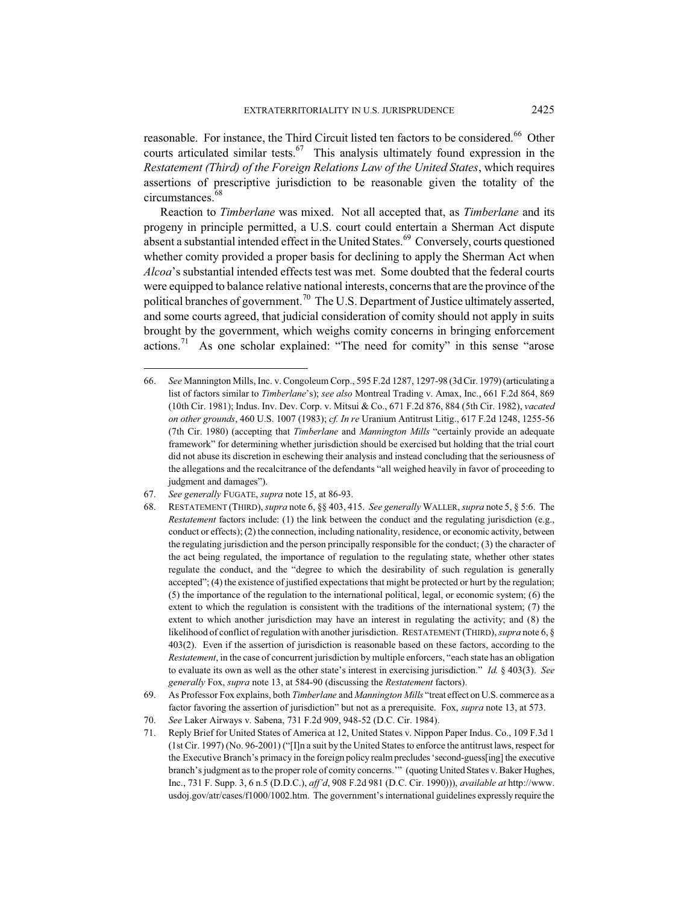reasonable. For instance, the Third Circuit listed ten factors to be considered.[66] Other courts articulated similar tests.[67] This analysis ultimately found expression in the *Restatement (Third) of the Foreign Relations Law of the United States*, which requires assertions of prescriptive jurisdiction to be reasonable given the totality of the circumstances.[68]

Reaction to *Timberlane* was mixed. Not all accepted that, as *Timberlane* and its progeny in principle permitted, a U.S. court could entertain a Sherman Act dispute absent a substantial intended effect in the United States.[69] Conversely, courts questioned whether comity provided a proper basis for declining to apply the Sherman Act when *Alcoa*'s substantial intended effects test was met. Some doubted that the federal courts were equipped to balance relative national interests, concerns that are the province of the political branches of government.[70] The U.S. Department of Justice ultimately asserted, and some courts agreed, that judicial consideration of comity should not apply in suits brought by the government, which weighs comity concerns in bringing enforcement actions.[71] As one scholar explained: "The need for comity" in this sense "arose

---

66. *See* Mannington Mills, Inc. v. Congoleum Corp., 595 F.2d 1287, 1297-98 (3d Cir. 1979) (articulating a list of factors similar to *Timberlane*'s); *see also* Montreal Trading v. Amax, Inc., 661 F.2d 864, 869 (10th Cir. 1981); Indus. Inv. Dev. Corp. v. Mitsui & Co., 671 F.2d 876, 884 (5th Cir. 1982), *vacated on other grounds*, 460 U.S. 1007 (1983); *cf. In re* Uranium Antitrust Litig., 617 F.2d 1248, 1255-56 (7th Cir. 1980) (accepting that *Timberlane* and *Mannington Mills* "certainly provide an adequate framework" for determining whether jurisdiction should be exercised but holding that the trial court did not abuse its discretion in eschewing their analysis and instead concluding that the seriousness of the allegations and the recalcitrance of the defendants "all weighed heavily in favor of proceeding to judgment and damages").

67. *See generally* FUGATE, *supra* note 15, at 86-93.

68. RESTATEMENT (THIRD), *supra* note 6, §§ 403, 415. *See generally* WALLER, *supra* note 5, § 5:6. The *Restatement* factors include: (1) the link between the conduct and the regulating jurisdiction (e.g., conduct or effects); (2) the connection, including nationality, residence, or economic activity, between the regulating jurisdiction and the person principally responsible for the conduct; (3) the character of the act being regulated, the importance of regulation to the regulating state, whether other states regulate the conduct, and the "degree to which the desirability of such regulation is generally accepted"; (4) the existence of justified expectations that might be protected or hurt by the regulation; (5) the importance of the regulation to the international political, legal, or economic system; (6) the extent to which the regulation is consistent with the traditions of the international system; (7) the extent to which another jurisdiction may have an interest in regulating the activity; and (8) the likelihood of conflict of regulation with another jurisdiction. RESTATEMENT (THIRD), *supra* note 6, § 403(2). Even if the assertion of jurisdiction is reasonable based on these factors, according to the *Restatement*, in the case of concurrent jurisdiction by multiple enforcers, "each state has an obligation to evaluate its own as well as the other state's interest in exercising jurisdiction." *Id.* § 403(3). *See generally* Fox, *supra* note 13, at 584-90 (discussing the *Restatement* factors).

69. As Professor Fox explains, both *Timberlane* and *Mannington Mills* "treat effect on U.S. commerce as a factor favoring the assertion of jurisdiction" but not as a prerequisite. Fox, *supra* note 13, at 573.

70. *See* Laker Airways v. Sabena, 731 F.2d 909, 948-52 (D.C. Cir. 1984).

71. Reply Brief for United States of America at 12, United States v. Nippon Paper Indus. Co., 109 F.3d 1 (1st Cir. 1997) (No. 96-2001) ("[I]n a suit by the United States to enforce the antitrust laws, respect for the Executive Branch's primacy in the foreign policy realm precludes 'second-guess[ing] the executive branch's judgment as to the proper role of comity concerns.'" (quoting United States v. Baker Hughes, Inc., 731 F. Supp. 3, 6 n.5 (D.D.C.), *aff'd*, 908 F.2d 981 (D.C. Cir. 1990))), *available at* http://www.usdoj.gov/atr/cases/f1000/1002.htm. The government's international guidelines expressly require the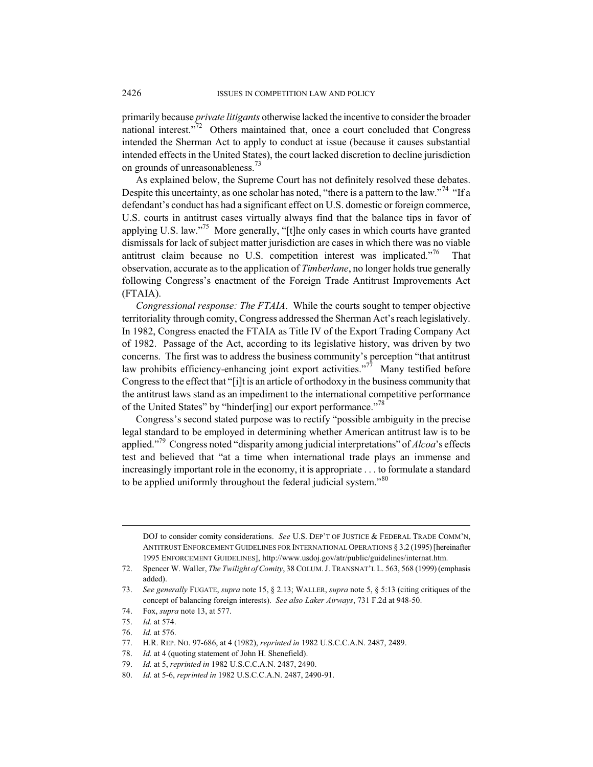primarily because *private litigants* otherwise lacked the incentive to consider the broader national interest."[72] Others maintained that, once a court concluded that Congress intended the Sherman Act to apply to conduct at issue (because it causes substantial intended effects in the United States), the court lacked discretion to decline jurisdiction on grounds of unreasonableness.[73]

As explained below, the Supreme Court has not definitely resolved these debates. Despite this uncertainty, as one scholar has noted, "there is a pattern to the law."[74] "If a defendant's conduct has had a significant effect on U.S. domestic or foreign commerce, U.S. courts in antitrust cases virtually always find that the balance tips in favor of applying U.S. law."[75] More generally, "[t]he only cases in which courts have granted dismissals for lack of subject matter jurisdiction are cases in which there was no viable antitrust claim because no U.S. competition interest was implicated."[76] That observation, accurate as to the application of *Timberlane*, no longer holds true generally following Congress's enactment of the Foreign Trade Antitrust Improvements Act (FTAIA).

*Congressional response: The FTAIA*. While the courts sought to temper objective territoriality through comity, Congress addressed the Sherman Act's reach legislatively. In 1982, Congress enacted the FTAIA as Title IV of the Export Trading Company Act of 1982. Passage of the Act, according to its legislative history, was driven by two concerns. The first was to address the business community's perception "that antitrust law prohibits efficiency-enhancing joint export activities."[77] Many testified before Congress to the effect that "[i]t is an article of orthodoxy in the business community that the antitrust laws stand as an impediment to the international competitive performance of the United States" by "hinder[ing] our export performance."[78]

Congress's second stated purpose was to rectify "possible ambiguity in the precise legal standard to be employed in determining whether American antitrust law is to be applied."[79] Congress noted "disparity among judicial interpretations" of *Alcoa*'s effects test and believed that "at a time when international trade plays an immense and increasingly important role in the economy, it is appropriate . . . to formulate a standard to be applied uniformly throughout the federal judicial system."[80]

---

DOJ to consider comity considerations. *See* U.S. DEP'T OF JUSTICE & FEDERAL TRADE COMM'N, ANTITRUST ENFORCEMENT GUIDELINES FOR INTERNATIONAL OPERATIONS § 3.2 (1995) [hereinafter 1995 ENFORCEMENT GUIDELINES], http://www.usdoj.gov/atr/public/guidelines/internat.htm.

72. Spencer W. Waller, *The Twilight of Comity*, 38 COLUM. J. TRANSNAT'L L. 563, 568 (1999) (emphasis added).
73. *See generally* FUGATE, *supra* note 15, § 2.13; WALLER, *supra* note 5, § 5:13 (citing critiques of the concept of balancing foreign interests). *See also Laker Airways*, 731 F.2d at 948-50.
74. Fox, *supra* note 13, at 577.
75. *Id.* at 574.
76. *Id.* at 576.
77. H.R. REP. NO. 97-686, at 4 (1982), *reprinted in* 1982 U.S.C.C.A.N. 2487, 2489.
78. *Id.* at 4 (quoting statement of John H. Shenefield).
79. *Id.* at 5, *reprinted in* 1982 U.S.C.C.A.N. 2487, 2490.
80. *Id.* at 5-6, *reprinted in* 1982 U.S.C.C.A.N. 2487, 2490-91.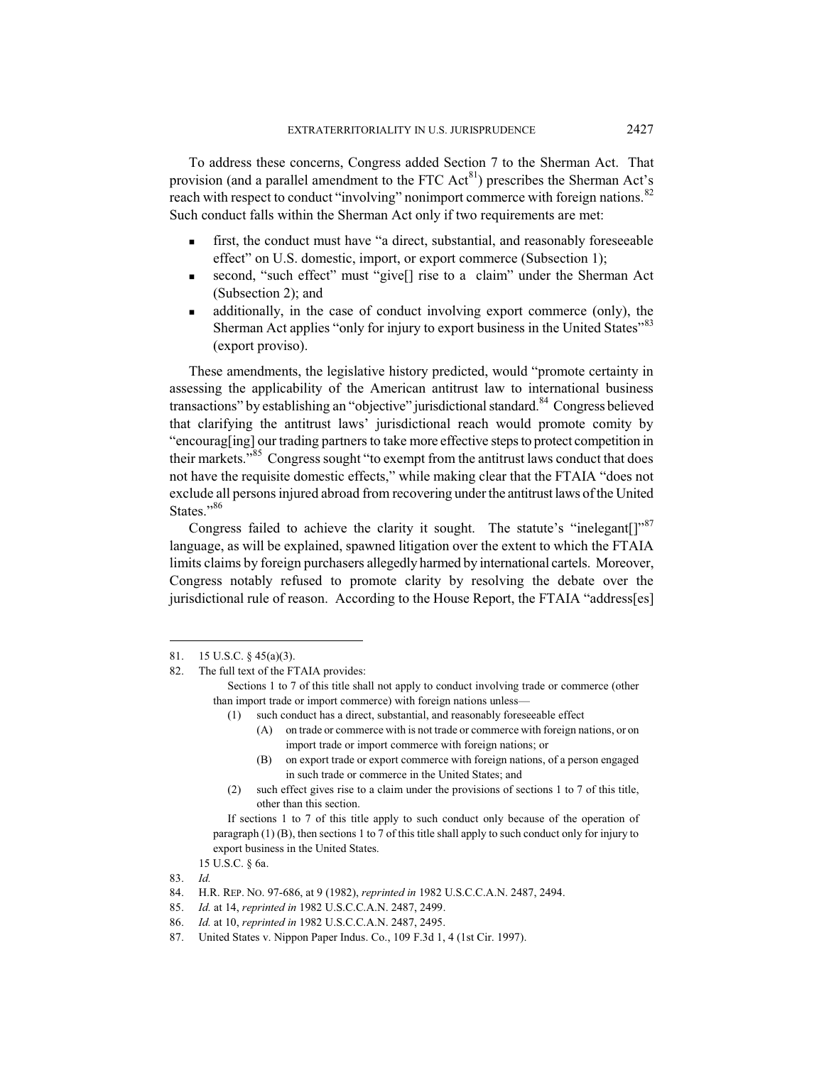To address these concerns, Congress added Section 7 to the Sherman Act. That provision (and a parallel amendment to the FTC Act[81]) prescribes the Sherman Act's reach with respect to conduct "involving" nonimport commerce with foreign nations.[82] Such conduct falls within the Sherman Act only if two requirements are met:

- first, the conduct must have "a direct, substantial, and reasonably foreseeable effect" on U.S. domestic, import, or export commerce (Subsection 1);
- second, "such effect" must "give[] rise to a claim" under the Sherman Act (Subsection 2); and
- additionally, in the case of conduct involving export commerce (only), the Sherman Act applies "only for injury to export business in the United States"[83] (export proviso).

These amendments, the legislative history predicted, would "promote certainty in assessing the applicability of the American antitrust law to international business transactions" by establishing an "objective" jurisdictional standard.[84] Congress believed that clarifying the antitrust laws' jurisdictional reach would promote comity by "encourag[ing] our trading partners to take more effective steps to protect competition in their markets."[85] Congress sought "to exempt from the antitrust laws conduct that does not have the requisite domestic effects," while making clear that the FTAIA "does not exclude all persons injured abroad from recovering under the antitrust laws of the United States."[86]

Congress failed to achieve the clarity it sought. The statute's "inelegant[]"[87] language, as will be explained, spawned litigation over the extent to which the FTAIA limits claims by foreign purchasers allegedly harmed by international cartels. Moreover, Congress notably refused to promote clarity by resolving the debate over the jurisdictional rule of reason. According to the House Report, the FTAIA "address[es]

---

81. 15 U.S.C. § 45(a)(3).

82. The full text of the FTAIA provides:

> Sections 1 to 7 of this title shall not apply to conduct involving trade or commerce (other than import trade or import commerce) with foreign nations unless—
>
> (1) such conduct has a direct, substantial, and reasonably foreseeable effect
>
> (A) on trade or commerce with is not trade or commerce with foreign nations, or on import trade or import commerce with foreign nations; or
>
> (B) on export trade or export commerce with foreign nations, of a person engaged in such trade or commerce in the United States; and
>
> (2) such effect gives rise to a claim under the provisions of sections 1 to 7 of this title, other than this section.
>
> If sections 1 to 7 of this title apply to such conduct only because of the operation of paragraph (1) (B), then sections 1 to 7 of this title shall apply to such conduct only for injury to export business in the United States.

15 U.S.C. § 6a.

83. *Id.*

84. H.R. REP. NO. 97-686, at 9 (1982), *reprinted in* 1982 U.S.C.C.A.N. 2487, 2494.

85. *Id.* at 14, *reprinted in* 1982 U.S.C.C.A.N. 2487, 2499.

86. *Id.* at 10, *reprinted in* 1982 U.S.C.C.A.N. 2487, 2495.

87. United States v. Nippon Paper Indus. Co., 109 F.3d 1, 4 (1st Cir. 1997).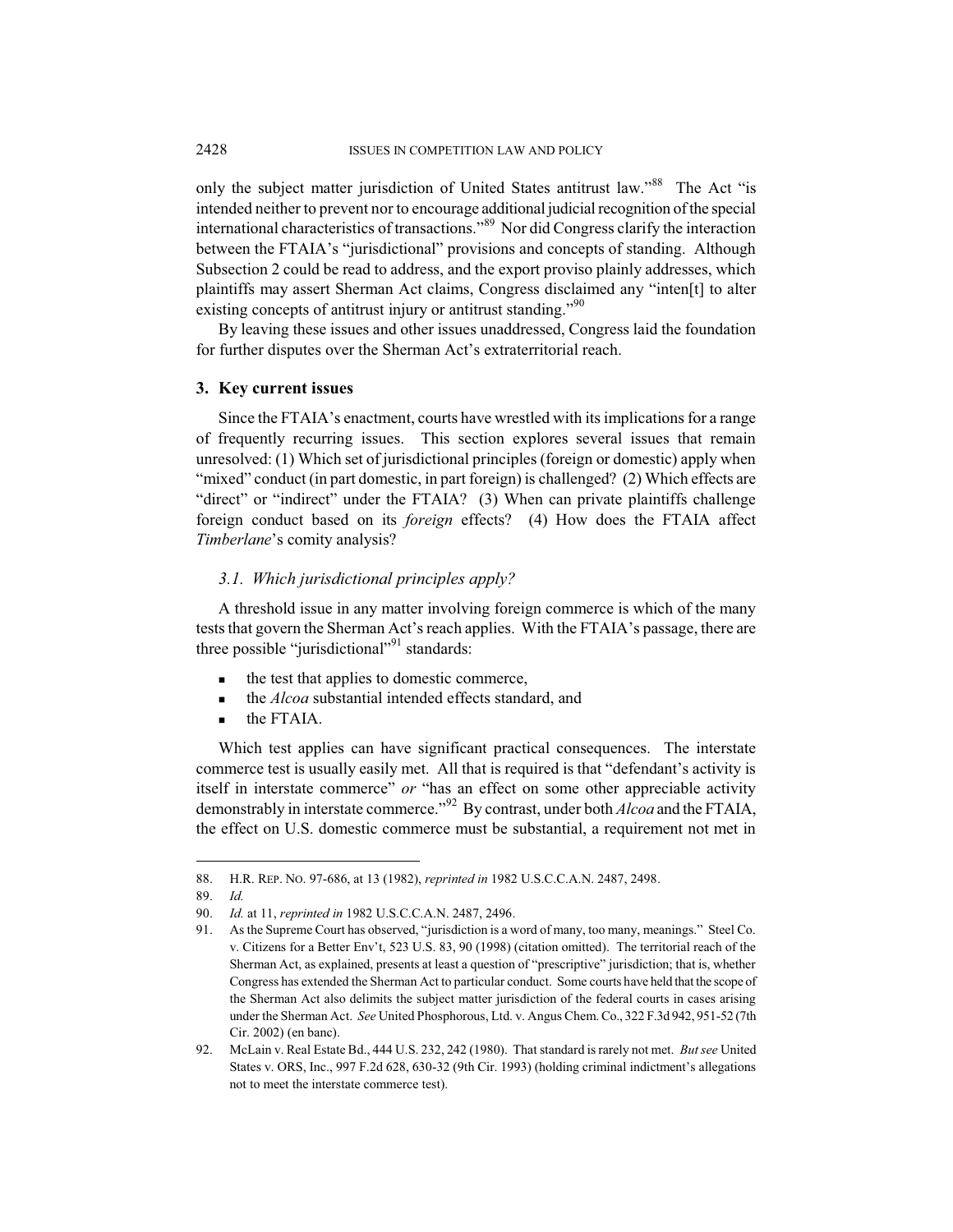only the subject matter jurisdiction of United States antitrust law."[88] The Act "is intended neither to prevent nor to encourage additional judicial recognition of the special international characteristics of transactions."[89] Nor did Congress clarify the interaction between the FTAIA's "jurisdictional" provisions and concepts of standing. Although Subsection 2 could be read to address, and the export proviso plainly addresses, which plaintiffs may assert Sherman Act claims, Congress disclaimed any "inten[t] to alter existing concepts of antitrust injury or antitrust standing."[90]

By leaving these issues and other issues unaddressed, Congress laid the foundation for further disputes over the Sherman Act's extraterritorial reach.

### 3. Key current issues

Since the FTAIA's enactment, courts have wrestled with its implications for a range of frequently recurring issues. This section explores several issues that remain unresolved: (1) Which set of jurisdictional principles (foreign or domestic) apply when "mixed" conduct (in part domestic, in part foreign) is challenged? (2) Which effects are "direct" or "indirect" under the FTAIA? (3) When can private plaintiffs challenge foreign conduct based on its *foreign* effects? (4) How does the FTAIA affect *Timberlane*'s comity analysis?

#### *3.1. Which jurisdictional principles apply?*

A threshold issue in any matter involving foreign commerce is which of the many tests that govern the Sherman Act's reach applies. With the FTAIA's passage, there are three possible "jurisdictional"[91] standards:

- the test that applies to domestic commerce,
- the *Alcoa* substantial intended effects standard, and
- the FTAIA.

Which test applies can have significant practical consequences. The interstate commerce test is usually easily met. All that is required is that "defendant's activity is itself in interstate commerce" *or* "has an effect on some other appreciable activity demonstrably in interstate commerce."[92] By contrast, under both *Alcoa* and the FTAIA, the effect on U.S. domestic commerce must be substantial, a requirement not met in

---

88. H.R. REP. NO. 97-686, at 13 (1982), *reprinted in* 1982 U.S.C.C.A.N. 2487, 2498.

89. *Id.*

90. *Id.* at 11, *reprinted in* 1982 U.S.C.C.A.N. 2487, 2496.

91. As the Supreme Court has observed, "jurisdiction is a word of many, too many, meanings." Steel Co. v. Citizens for a Better Env't, 523 U.S. 83, 90 (1998) (citation omitted). The territorial reach of the Sherman Act, as explained, presents at least a question of "prescriptive" jurisdiction; that is, whether Congress has extended the Sherman Act to particular conduct. Some courts have held that the scope of the Sherman Act also delimits the subject matter jurisdiction of the federal courts in cases arising under the Sherman Act. *See* United Phosphorous, Ltd. v. Angus Chem. Co., 322 F.3d 942, 951-52 (7th Cir. 2002) (en banc).

92. McLain v. Real Estate Bd., 444 U.S. 232, 242 (1980). That standard is rarely not met. *But see* United States v. ORS, Inc., 997 F.2d 628, 630-32 (9th Cir. 1993) (holding criminal indictment's allegations not to meet the interstate commerce test).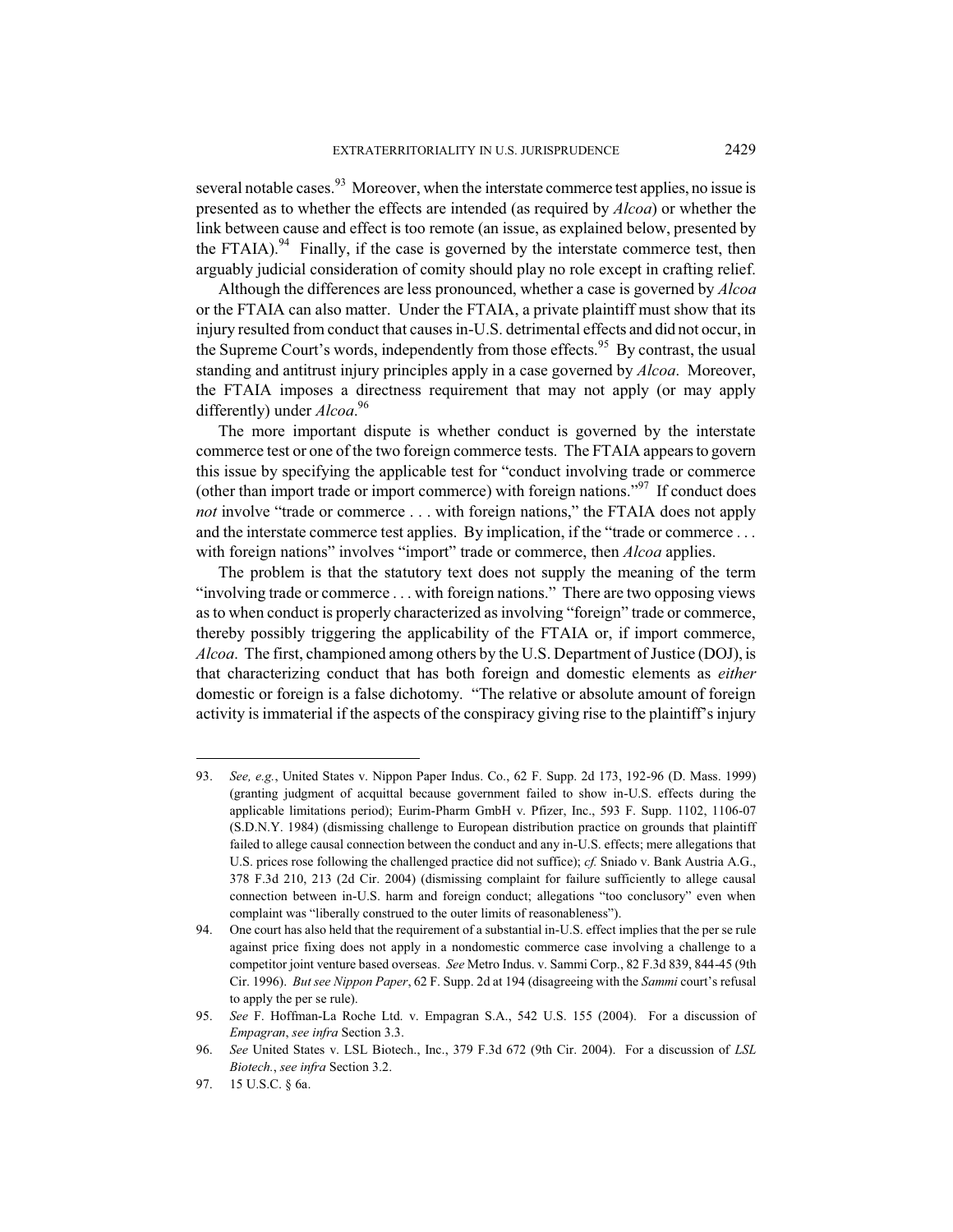several notable cases.[93] Moreover, when the interstate commerce test applies, no issue is presented as to whether the effects are intended (as required by *Alcoa*) or whether the link between cause and effect is too remote (an issue, as explained below, presented by the FTAIA).[94] Finally, if the case is governed by the interstate commerce test, then arguably judicial consideration of comity should play no role except in crafting relief.

Although the differences are less pronounced, whether a case is governed by *Alcoa* or the FTAIA can also matter. Under the FTAIA, a private plaintiff must show that its injury resulted from conduct that causes in-U.S. detrimental effects and did not occur, in the Supreme Court's words, independently from those effects.[95] By contrast, the usual standing and antitrust injury principles apply in a case governed by *Alcoa*. Moreover, the FTAIA imposes a directness requirement that may not apply (or may apply differently) under *Alcoa*.[96]

The more important dispute is whether conduct is governed by the interstate commerce test or one of the two foreign commerce tests. The FTAIA appears to govern this issue by specifying the applicable test for "conduct involving trade or commerce (other than import trade or import commerce) with foreign nations."[97] If conduct does *not* involve "trade or commerce . . . with foreign nations," the FTAIA does not apply and the interstate commerce test applies. By implication, if the "trade or commerce . . . with foreign nations" involves "import" trade or commerce, then *Alcoa* applies.

The problem is that the statutory text does not supply the meaning of the term "involving trade or commerce . . . with foreign nations." There are two opposing views as to when conduct is properly characterized as involving "foreign" trade or commerce, thereby possibly triggering the applicability of the FTAIA or, if import commerce, *Alcoa*. The first, championed among others by the U.S. Department of Justice (DOJ), is that characterizing conduct that has both foreign and domestic elements as *either* domestic or foreign is a false dichotomy. "The relative or absolute amount of foreign activity is immaterial if the aspects of the conspiracy giving rise to the plaintiff's injury

---

93. *See, e.g.*, United States v. Nippon Paper Indus. Co., 62 F. Supp. 2d 173, 192-96 (D. Mass. 1999) (granting judgment of acquittal because government failed to show in-U.S. effects during the applicable limitations period); Eurim-Pharm GmbH v. Pfizer, Inc., 593 F. Supp. 1102, 1106-07 (S.D.N.Y. 1984) (dismissing challenge to European distribution practice on grounds that plaintiff failed to allege causal connection between the conduct and any in-U.S. effects; mere allegations that U.S. prices rose following the challenged practice did not suffice); *cf.* Sniado v. Bank Austria A.G., 378 F.3d 210, 213 (2d Cir. 2004) (dismissing complaint for failure sufficiently to allege causal connection between in-U.S. harm and foreign conduct; allegations "too conclusory" even when complaint was "liberally construed to the outer limits of reasonableness").

94. One court has also held that the requirement of a substantial in-U.S. effect implies that the per se rule against price fixing does not apply in a nondomestic commerce case involving a challenge to a competitor joint venture based overseas. *See* Metro Indus. v. Sammi Corp., 82 F.3d 839, 844-45 (9th Cir. 1996). *But see Nippon Paper*, 62 F. Supp. 2d at 194 (disagreeing with the *Sammi* court's refusal to apply the per se rule).

95. *See* F. Hoffman-La Roche Ltd. v. Empagran S.A., 542 U.S. 155 (2004). For a discussion of *Empagran*, *see infra* Section 3.3.

96. *See* United States v. LSL Biotech., Inc., 379 F.3d 672 (9th Cir. 2004). For a discussion of *LSL Biotech.*, *see infra* Section 3.2.

97. 15 U.S.C. § 6a.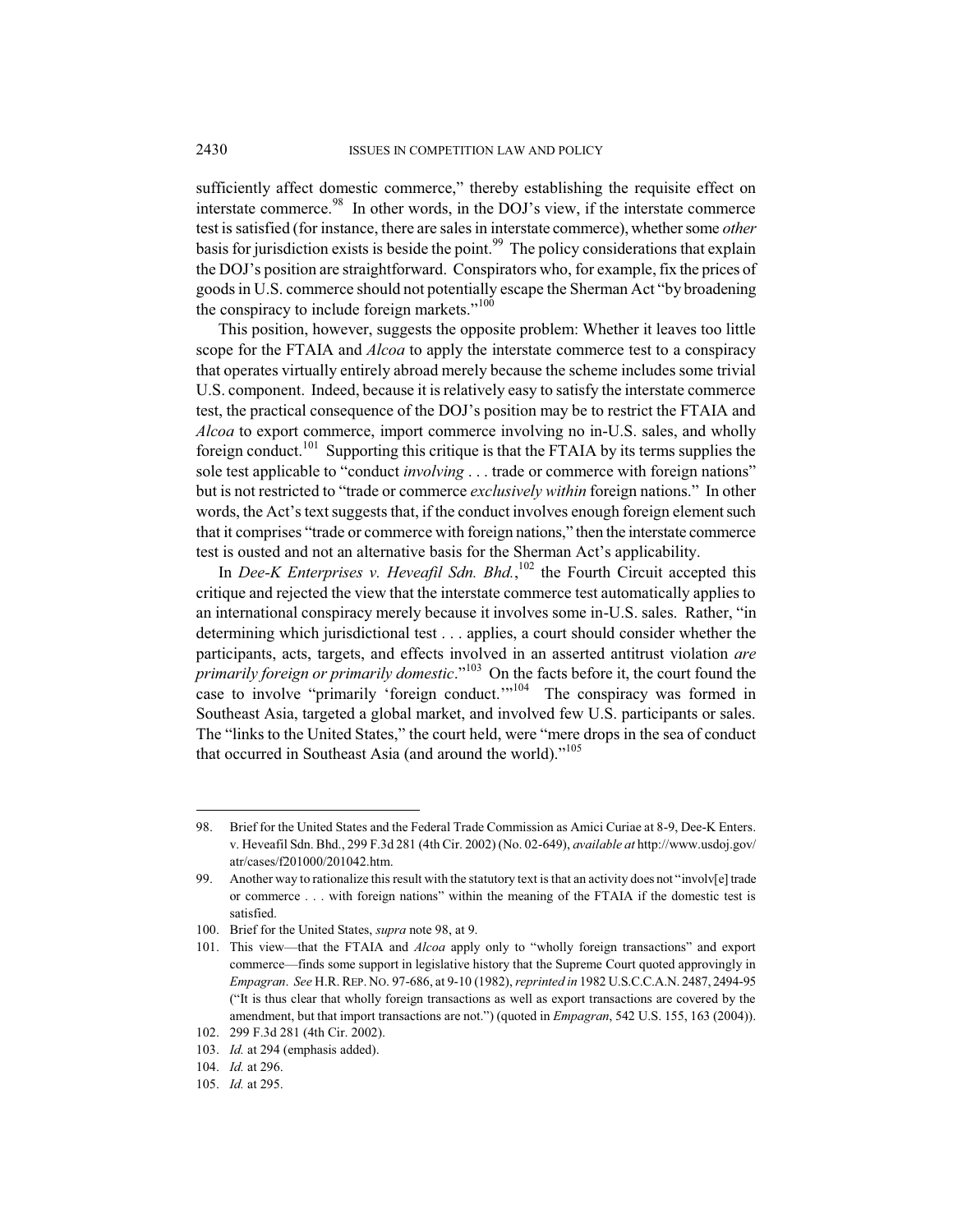sufficiently affect domestic commerce," thereby establishing the requisite effect on interstate commerce.[98] In other words, in the DOJ's view, if the interstate commerce test is satisfied (for instance, there are sales in interstate commerce), whether some *other* basis for jurisdiction exists is beside the point.[99] The policy considerations that explain the DOJ's position are straightforward. Conspirators who, for example, fix the prices of goods in U.S. commerce should not potentially escape the Sherman Act "by broadening the conspiracy to include foreign markets."[100]

This position, however, suggests the opposite problem: Whether it leaves too little scope for the FTAIA and *Alcoa* to apply the interstate commerce test to a conspiracy that operates virtually entirely abroad merely because the scheme includes some trivial U.S. component. Indeed, because it is relatively easy to satisfy the interstate commerce test, the practical consequence of the DOJ's position may be to restrict the FTAIA and *Alcoa* to export commerce, import commerce involving no in-U.S. sales, and wholly foreign conduct.[101] Supporting this critique is that the FTAIA by its terms supplies the sole test applicable to "conduct *involving* . . . trade or commerce with foreign nations" but is not restricted to "trade or commerce *exclusively within* foreign nations." In other words, the Act's text suggests that, if the conduct involves enough foreign element such that it comprises "trade or commerce with foreign nations," then the interstate commerce test is ousted and not an alternative basis for the Sherman Act's applicability.

In *Dee-K Enterprises v. Heveafil Sdn. Bhd.*,[102] the Fourth Circuit accepted this critique and rejected the view that the interstate commerce test automatically applies to an international conspiracy merely because it involves some in-U.S. sales. Rather, "in determining which jurisdictional test . . . applies, a court should consider whether the participants, acts, targets, and effects involved in an asserted antitrust violation *are primarily foreign or primarily domestic*."[103] On the facts before it, the court found the case to involve "primarily 'foreign conduct.'"[104] The conspiracy was formed in Southeast Asia, targeted a global market, and involved few U.S. participants or sales. The "links to the United States," the court held, were "mere drops in the sea of conduct that occurred in Southeast Asia (and around the world)."[105]

---

98. Brief for the United States and the Federal Trade Commission as Amici Curiae at 8-9, Dee-K Enters. v. Heveafil Sdn. Bhd., 299 F.3d 281 (4th Cir. 2002) (No. 02-649), *available at* http://www.usdoj.gov/atr/cases/f201000/201042.htm.

99. Another way to rationalize this result with the statutory text is that an activity does not "involv[e] trade or commerce . . . with foreign nations" within the meaning of the FTAIA if the domestic test is satisfied.

100. Brief for the United States, *supra* note 98, at 9.

101. This view—that the FTAIA and *Alcoa* apply only to "wholly foreign transactions" and export commerce—finds some support in legislative history that the Supreme Court quoted approvingly in *Empagran*. *See* H.R. REP. NO. 97-686, at 9-10 (1982), *reprinted in* 1982 U.S.C.C.A.N. 2487, 2494-95 ("It is thus clear that wholly foreign transactions as well as export transactions are covered by the amendment, but that import transactions are not.") (quoted in *Empagran*, 542 U.S. 155, 163 (2004)).

102. 299 F.3d 281 (4th Cir. 2002).

103. *Id.* at 294 (emphasis added).

104. *Id.* at 296.

105. *Id.* at 295.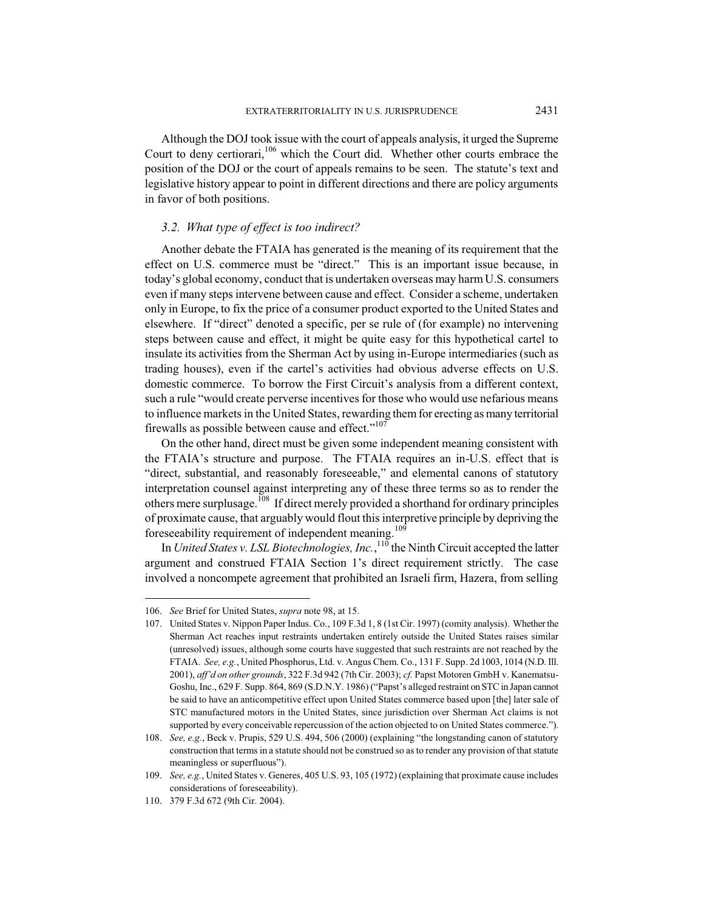Although the DOJ took issue with the court of appeals analysis, it urged the Supreme Court to deny certiorari,[106] which the Court did. Whether other courts embrace the position of the DOJ or the court of appeals remains to be seen. The statute's text and legislative history appear to point in different directions and there are policy arguments in favor of both positions.

### *3.2. What type of effect is too indirect?*

Another debate the FTAIA has generated is the meaning of its requirement that the effect on U.S. commerce must be "direct." This is an important issue because, in today's global economy, conduct that is undertaken overseas may harm U.S. consumers even if many steps intervene between cause and effect. Consider a scheme, undertaken only in Europe, to fix the price of a consumer product exported to the United States and elsewhere. If "direct" denoted a specific, per se rule of (for example) no intervening steps between cause and effect, it might be quite easy for this hypothetical cartel to insulate its activities from the Sherman Act by using in-Europe intermediaries (such as trading houses), even if the cartel's activities had obvious adverse effects on U.S. domestic commerce. To borrow the First Circuit's analysis from a different context, such a rule "would create perverse incentives for those who would use nefarious means to influence markets in the United States, rewarding them for erecting as many territorial firewalls as possible between cause and effect."[107]

On the other hand, direct must be given some independent meaning consistent with the FTAIA's structure and purpose. The FTAIA requires an in-U.S. effect that is "direct, substantial, and reasonably foreseeable," and elemental canons of statutory interpretation counsel against interpreting any of these three terms so as to render the others mere surplusage.[108] If direct merely provided a shorthand for ordinary principles of proximate cause, that arguably would flout this interpretive principle by depriving the foreseeability requirement of independent meaning.[109]

In *United States v. LSL Biotechnologies, Inc.*,[110] the Ninth Circuit accepted the latter argument and construed FTAIA Section 1's direct requirement strictly. The case involved a noncompete agreement that prohibited an Israeli firm, Hazera, from selling

---

106. *See* Brief for United States, *supra* note 98, at 15.

107. United States v. Nippon Paper Indus. Co., 109 F.3d 1, 8 (1st Cir. 1997) (comity analysis). Whether the Sherman Act reaches input restraints undertaken entirely outside the United States raises similar (unresolved) issues, although some courts have suggested that such restraints are not reached by the FTAIA. *See, e.g.*, United Phosphorus, Ltd. v. Angus Chem. Co., 131 F. Supp. 2d 1003, 1014 (N.D. Ill. 2001), *aff'd on other grounds*, 322 F.3d 942 (7th Cir. 2003); *cf.* Papst Motoren GmbH v. Kanematsu-Goshu, Inc., 629 F. Supp. 864, 869 (S.D.N.Y. 1986) ("Papst's alleged restraint on STC in Japan cannot be said to have an anticompetitive effect upon United States commerce based upon [the] later sale of STC manufactured motors in the United States, since jurisdiction over Sherman Act claims is not supported by every conceivable repercussion of the action objected to on United States commerce.").

108. *See, e.g.*, Beck v. Prupis, 529 U.S. 494, 506 (2000) (explaining "the longstanding canon of statutory construction that terms in a statute should not be construed so as to render any provision of that statute meaningless or superfluous").

109. *See, e.g.*, United States v. Generes, 405 U.S. 93, 105 (1972) (explaining that proximate cause includes considerations of foreseeability).

110. 379 F.3d 672 (9th Cir. 2004).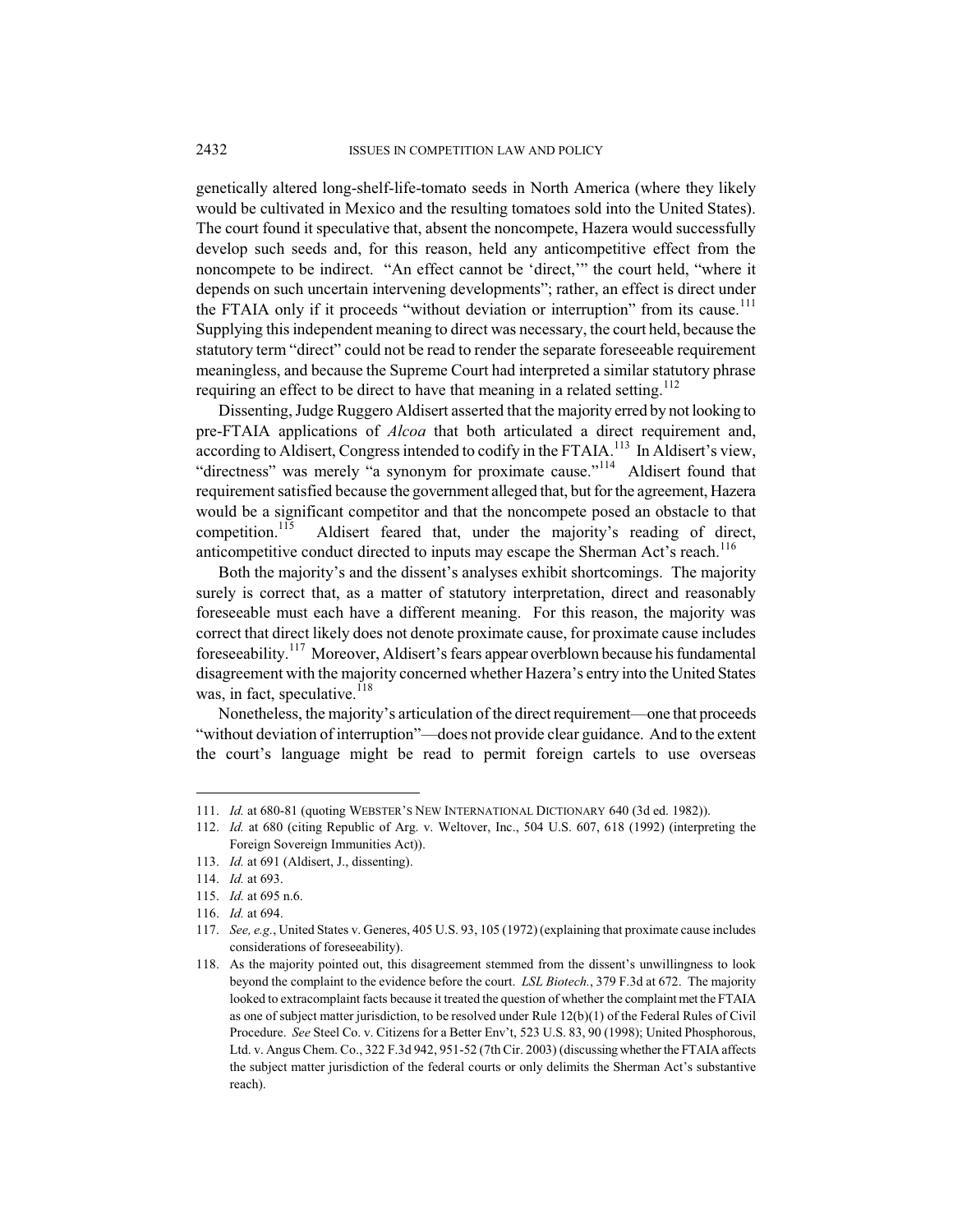genetically altered long-shelf-life-tomato seeds in North America (where they likely would be cultivated in Mexico and the resulting tomatoes sold into the United States). The court found it speculative that, absent the noncompete, Hazera would successfully develop such seeds and, for this reason, held any anticompetitive effect from the noncompete to be indirect. "An effect cannot be 'direct,'" the court held, "where it depends on such uncertain intervening developments"; rather, an effect is direct under the FTAIA only if it proceeds "without deviation or interruption" from its cause.[111] Supplying this independent meaning to direct was necessary, the court held, because the statutory term "direct" could not be read to render the separate foreseeable requirement meaningless, and because the Supreme Court had interpreted a similar statutory phrase requiring an effect to be direct to have that meaning in a related setting.[112]

Dissenting, Judge Ruggero Aldisert asserted that the majority erred by not looking to pre-FTAIA applications of *Alcoa* that both articulated a direct requirement and, according to Aldisert, Congress intended to codify in the FTAIA.[113] In Aldisert's view, "directness" was merely "a synonym for proximate cause."[114] Aldisert found that requirement satisfied because the government alleged that, but for the agreement, Hazera would be a significant competitor and that the noncompete posed an obstacle to that competition.[115] Aldisert feared that, under the majority's reading of direct, anticompetitive conduct directed to inputs may escape the Sherman Act's reach.[116]

Both the majority's and the dissent's analyses exhibit shortcomings. The majority surely is correct that, as a matter of statutory interpretation, direct and reasonably foreseeable must each have a different meaning. For this reason, the majority was correct that direct likely does not denote proximate cause, for proximate cause includes foreseeability.[117] Moreover, Aldisert's fears appear overblown because his fundamental disagreement with the majority concerned whether Hazera's entry into the United States was, in fact, speculative.[118]

Nonetheless, the majority's articulation of the direct requirement—one that proceeds "without deviation of interruption"—does not provide clear guidance. And to the extent the court's language might be read to permit foreign cartels to use overseas

---

111. *Id.* at 680-81 (quoting WEBSTER'S NEW INTERNATIONAL DICTIONARY 640 (3d ed. 1982)).

112. *Id.* at 680 (citing Republic of Arg. v. Weltover, Inc., 504 U.S. 607, 618 (1992) (interpreting the Foreign Sovereign Immunities Act)).

113. *Id.* at 691 (Aldisert, J., dissenting).

114. *Id.* at 693.

115. *Id.* at 695 n.6.

116. *Id.* at 694.

117. *See, e.g.*, United States v. Generes, 405 U.S. 93, 105 (1972) (explaining that proximate cause includes considerations of foreseeability).

118. As the majority pointed out, this disagreement stemmed from the dissent's unwillingness to look beyond the complaint to the evidence before the court. *LSL Biotech.*, 379 F.3d at 672. The majority looked to extracomplaint facts because it treated the question of whether the complaint met the FTAIA as one of subject matter jurisdiction, to be resolved under Rule 12(b)(1) of the Federal Rules of Civil Procedure. *See* Steel Co. v. Citizens for a Better Env't, 523 U.S. 83, 90 (1998); United Phosphorous, Ltd. v. Angus Chem. Co., 322 F.3d 942, 951-52 (7th Cir. 2003) (discussing whether the FTAIA affects the subject matter jurisdiction of the federal courts or only delimits the Sherman Act's substantive reach).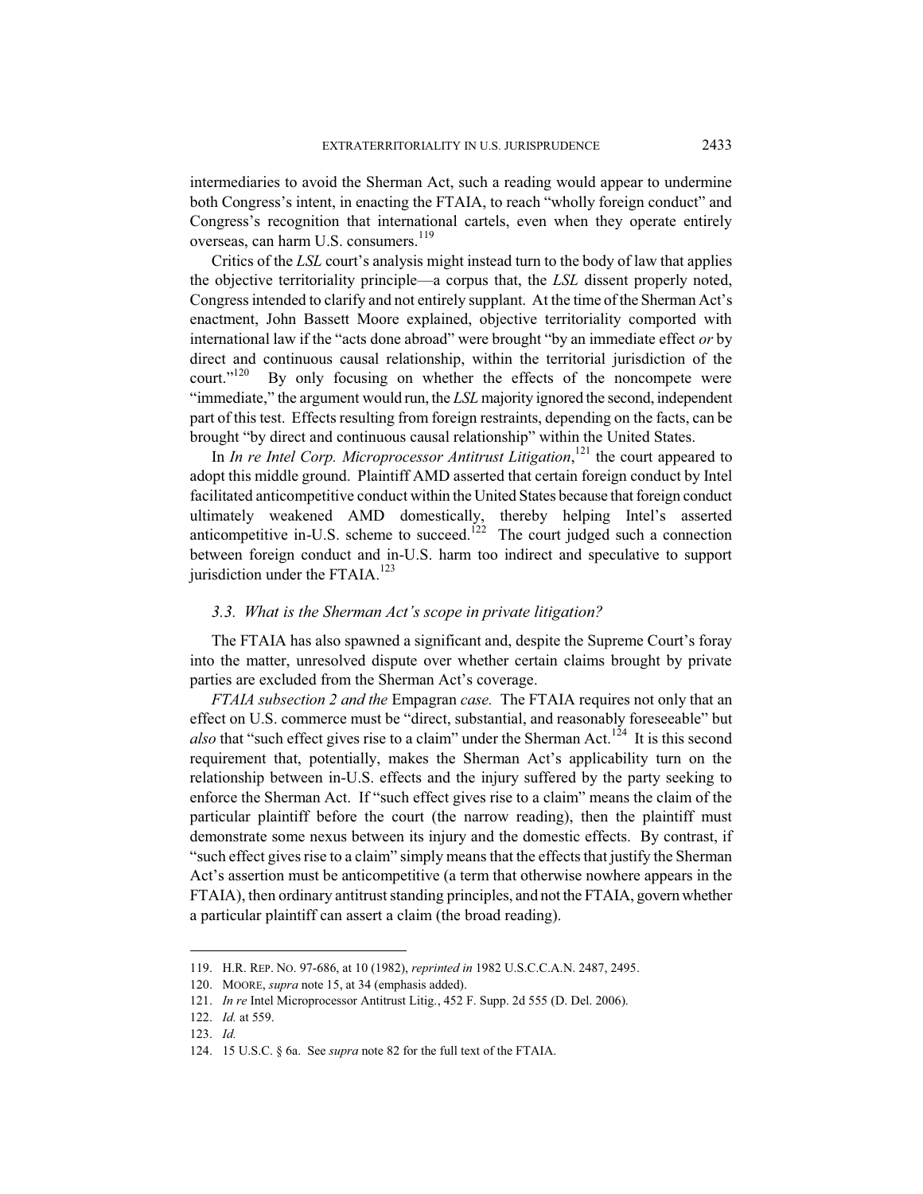intermediaries to avoid the Sherman Act, such a reading would appear to undermine both Congress's intent, in enacting the FTAIA, to reach "wholly foreign conduct" and Congress's recognition that international cartels, even when they operate entirely overseas, can harm U.S. consumers.[119]

Critics of the *LSL* court's analysis might instead turn to the body of law that applies the objective territoriality principle—a corpus that, the *LSL* dissent properly noted, Congress intended to clarify and not entirely supplant. At the time of the Sherman Act's enactment, John Bassett Moore explained, objective territoriality comported with international law if the "acts done abroad" were brought "by an immediate effect *or* by direct and continuous causal relationship, within the territorial jurisdiction of the court."[120] By only focusing on whether the effects of the noncompete were "immediate," the argument would run, the *LSL* majority ignored the second, independent part of this test. Effects resulting from foreign restraints, depending on the facts, can be brought "by direct and continuous causal relationship" within the United States.

In *In re Intel Corp. Microprocessor Antitrust Litigation*,[121] the court appeared to adopt this middle ground. Plaintiff AMD asserted that certain foreign conduct by Intel facilitated anticompetitive conduct within the United States because that foreign conduct ultimately weakened AMD domestically, thereby helping Intel's asserted anticompetitive in-U.S. scheme to succeed.[122] The court judged such a connection between foreign conduct and in-U.S. harm too indirect and speculative to support jurisdiction under the FTAIA.[123]

### *3.3. What is the Sherman Act's scope in private litigation?*

The FTAIA has also spawned a significant and, despite the Supreme Court's foray into the matter, unresolved dispute over whether certain claims brought by private parties are excluded from the Sherman Act's coverage.

*FTAIA subsection 2 and the* Empagran *case.* The FTAIA requires not only that an effect on U.S. commerce must be "direct, substantial, and reasonably foreseeable" but *also* that "such effect gives rise to a claim" under the Sherman Act.[124] It is this second requirement that, potentially, makes the Sherman Act's applicability turn on the relationship between in-U.S. effects and the injury suffered by the party seeking to enforce the Sherman Act. If "such effect gives rise to a claim" means the claim of the particular plaintiff before the court (the narrow reading), then the plaintiff must demonstrate some nexus between its injury and the domestic effects. By contrast, if "such effect gives rise to a claim" simply means that the effects that justify the Sherman Act's assertion must be anticompetitive (a term that otherwise nowhere appears in the FTAIA), then ordinary antitrust standing principles, and not the FTAIA, govern whether a particular plaintiff can assert a claim (the broad reading).

---

119. H.R. REP. NO. 97-686, at 10 (1982), *reprinted in* 1982 U.S.C.C.A.N. 2487, 2495.

120. MOORE, *supra* note 15, at 34 (emphasis added).

121. *In re* Intel Microprocessor Antitrust Litig., 452 F. Supp. 2d 555 (D. Del. 2006).

122. *Id.* at 559.

123. *Id.*

124. 15 U.S.C. § 6a. See *supra* note 82 for the full text of the FTAIA.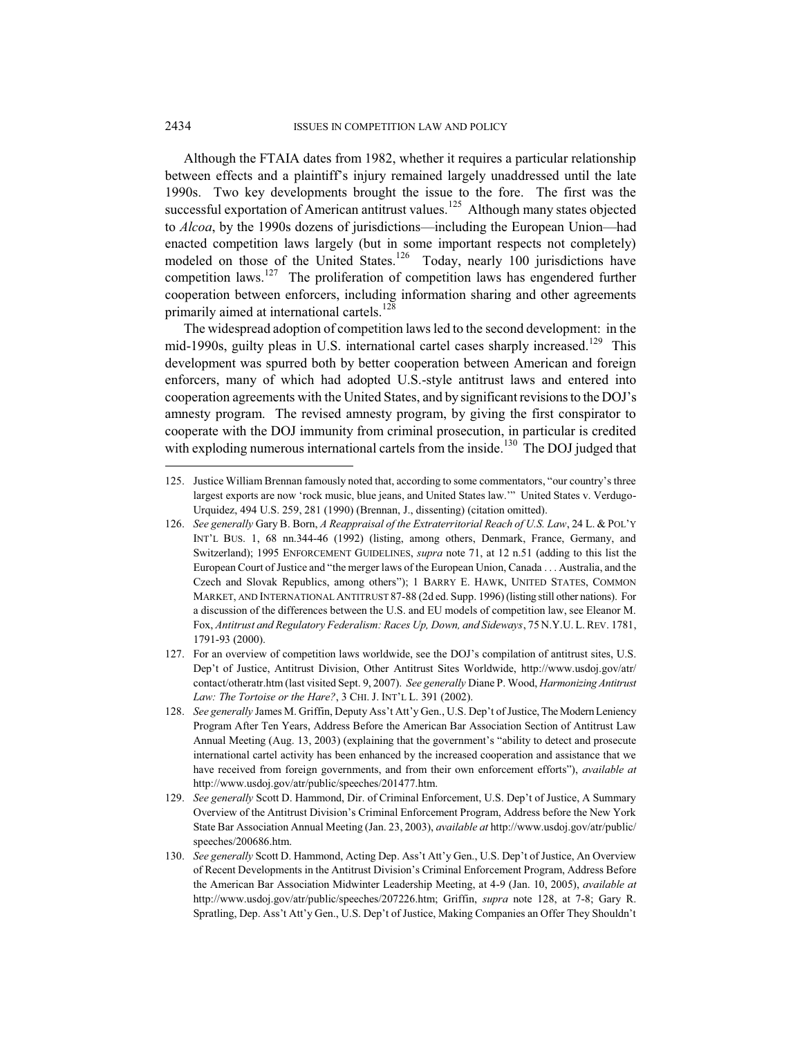Although the FTAIA dates from 1982, whether it requires a particular relationship between effects and a plaintiff's injury remained largely unaddressed until the late 1990s. Two key developments brought the issue to the fore. The first was the successful exportation of American antitrust values.[125] Although many states objected to *Alcoa*, by the 1990s dozens of jurisdictions—including the European Union—had enacted competition laws largely (but in some important respects not completely) modeled on those of the United States.[126] Today, nearly 100 jurisdictions have competition laws.[127] The proliferation of competition laws has engendered further cooperation between enforcers, including information sharing and other agreements primarily aimed at international cartels.[128]

The widespread adoption of competition laws led to the second development: in the mid-1990s, guilty pleas in U.S. international cartel cases sharply increased.[129] This development was spurred both by better cooperation between American and foreign enforcers, many of which had adopted U.S.-style antitrust laws and entered into cooperation agreements with the United States, and by significant revisions to the DOJ's amnesty program. The revised amnesty program, by giving the first conspirator to cooperate with the DOJ immunity from criminal prosecution, in particular is credited with exploding numerous international cartels from the inside.[130] The DOJ judged that

---

125. Justice William Brennan famously noted that, according to some commentators, "our country's three largest exports are now 'rock music, blue jeans, and United States law.'" United States v. Verdugo-Urquidez, 494 U.S. 259, 281 (1990) (Brennan, J., dissenting) (citation omitted).

126. *See generally* Gary B. Born, *A Reappraisal of the Extraterritorial Reach of U.S. Law*, 24 L. & POL'Y INT'L BUS. 1, 68 nn.344-46 (1992) (listing, among others, Denmark, France, Germany, and Switzerland); 1995 ENFORCEMENT GUIDELINES, *supra* note 71, at 12 n.51 (adding to this list the European Court of Justice and "the merger laws of the European Union, Canada . . . Australia, and the Czech and Slovak Republics, among others"); 1 BARRY E. HAWK, UNITED STATES, COMMON MARKET, AND INTERNATIONAL ANTITRUST 87-88 (2d ed. Supp. 1996) (listing still other nations). For a discussion of the differences between the U.S. and EU models of competition law, see Eleanor M. Fox, *Antitrust and Regulatory Federalism: Races Up, Down, and Sideways*, 75 N.Y.U. L. REV. 1781, 1791-93 (2000).

127. For an overview of competition laws worldwide, see the DOJ's compilation of antitrust sites, U.S. Dep't of Justice, Antitrust Division, Other Antitrust Sites Worldwide, http://www.usdoj.gov/atr/contact/otheratr.htm (last visited Sept. 9, 2007). *See generally* Diane P. Wood, *Harmonizing Antitrust Law: The Tortoise or the Hare?*, 3 CHI. J. INT'L L. 391 (2002).

128. *See generally* James M. Griffin, Deputy Ass't Att'y Gen., U.S. Dep't of Justice, The Modern Leniency Program After Ten Years, Address Before the American Bar Association Section of Antitrust Law Annual Meeting (Aug. 13, 2003) (explaining that the government's "ability to detect and prosecute international cartel activity has been enhanced by the increased cooperation and assistance that we have received from foreign governments, and from their own enforcement efforts"), *available at* http://www.usdoj.gov/atr/public/speeches/201477.htm.

129. *See generally* Scott D. Hammond, Dir. of Criminal Enforcement, U.S. Dep't of Justice, A Summary Overview of the Antitrust Division's Criminal Enforcement Program, Address before the New York State Bar Association Annual Meeting (Jan. 23, 2003), *available at* http://www.usdoj.gov/atr/public/speeches/200686.htm.

130. *See generally* Scott D. Hammond, Acting Dep. Ass't Att'y Gen., U.S. Dep't of Justice, An Overview of Recent Developments in the Antitrust Division's Criminal Enforcement Program, Address Before the American Bar Association Midwinter Leadership Meeting, at 4-9 (Jan. 10, 2005), *available at* http://www.usdoj.gov/atr/public/speeches/207226.htm; Griffin, *supra* note 128, at 7-8; Gary R. Spratling, Dep. Ass't Att'y Gen., U.S. Dep't of Justice, Making Companies an Offer They Shouldn't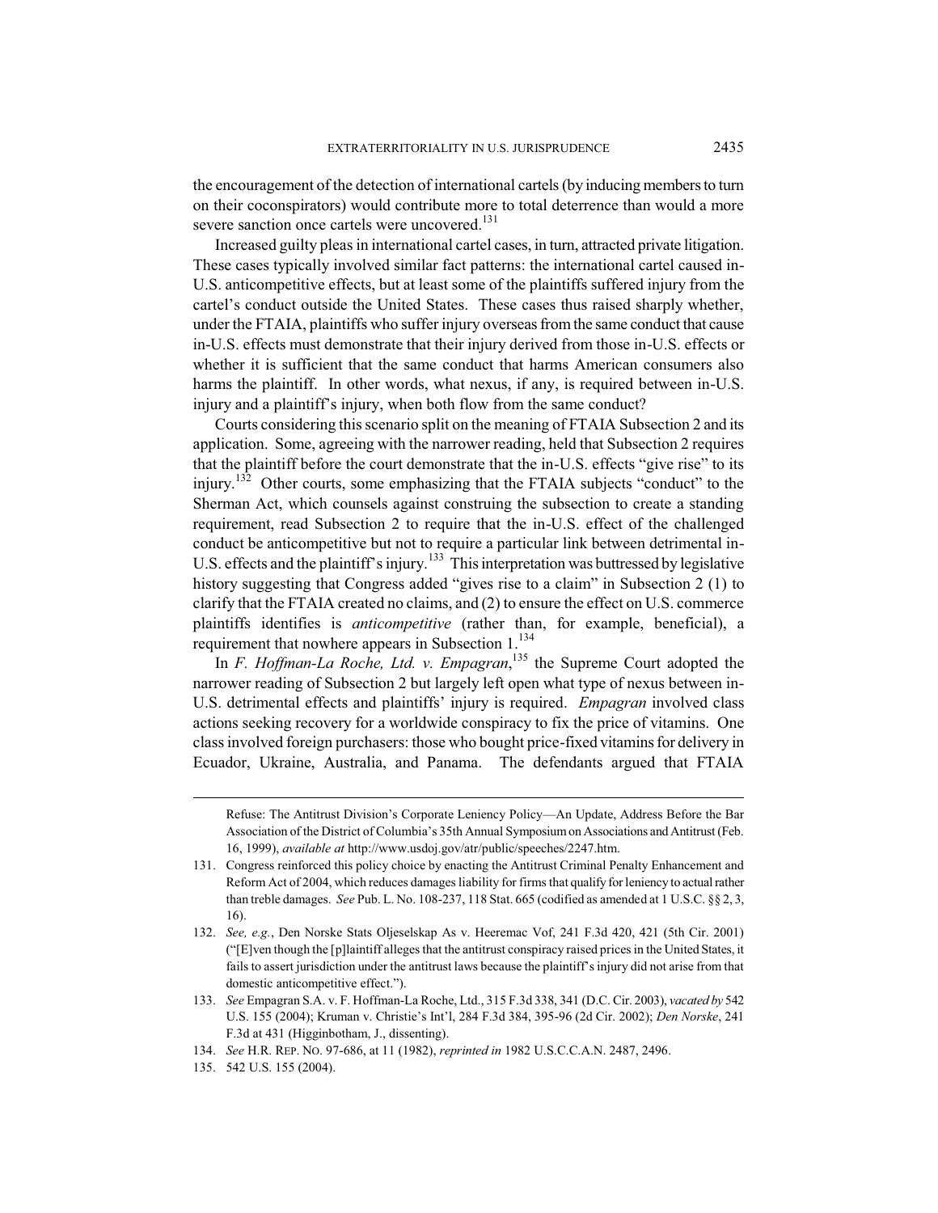the encouragement of the detection of international cartels (by inducing members to turn on their coconspirators) would contribute more to total deterrence than would a more severe sanction once cartels were uncovered.[131]

Increased guilty pleas in international cartel cases, in turn, attracted private litigation. These cases typically involved similar fact patterns: the international cartel caused in-U.S. anticompetitive effects, but at least some of the plaintiffs suffered injury from the cartel's conduct outside the United States. These cases thus raised sharply whether, under the FTAIA, plaintiffs who suffer injury overseas from the same conduct that cause in-U.S. effects must demonstrate that their injury derived from those in-U.S. effects or whether it is sufficient that the same conduct that harms American consumers also harms the plaintiff. In other words, what nexus, if any, is required between in-U.S. injury and a plaintiff's injury, when both flow from the same conduct?

Courts considering this scenario split on the meaning of FTAIA Subsection 2 and its application. Some, agreeing with the narrower reading, held that Subsection 2 requires that the plaintiff before the court demonstrate that the in-U.S. effects "give rise" to its injury.[132] Other courts, some emphasizing that the FTAIA subjects "conduct" to the Sherman Act, which counsels against construing the subsection to create a standing requirement, read Subsection 2 to require that the in-U.S. effect of the challenged conduct be anticompetitive but not to require a particular link between detrimental in-U.S. effects and the plaintiff's injury.[133] This interpretation was buttressed by legislative history suggesting that Congress added "gives rise to a claim" in Subsection 2 (1) to clarify that the FTAIA created no claims, and (2) to ensure the effect on U.S. commerce plaintiffs identifies is *anticompetitive* (rather than, for example, beneficial), a requirement that nowhere appears in Subsection 1.[134]

In *F. Hoffman-La Roche, Ltd. v. Empagran*,[135] the Supreme Court adopted the narrower reading of Subsection 2 but largely left open what type of nexus between in-U.S. detrimental effects and plaintiffs' injury is required. *Empagran* involved class actions seeking recovery for a worldwide conspiracy to fix the price of vitamins. One class involved foreign purchasers: those who bought price-fixed vitamins for delivery in Ecuador, Ukraine, Australia, and Panama. The defendants argued that FTAIA

---

Refuse: The Antitrust Division's Corporate Leniency Policy—An Update, Address Before the Bar Association of the District of Columbia's 35th Annual Symposium on Associations and Antitrust (Feb. 16, 1999), *available at* http://www.usdoj.gov/atr/public/speeches/2247.htm.

131. Congress reinforced this policy choice by enacting the Antitrust Criminal Penalty Enhancement and Reform Act of 2004, which reduces damages liability for firms that qualify for leniency to actual rather than treble damages. *See* Pub. L. No. 108-237, 118 Stat. 665 (codified as amended at 1 U.S.C. §§ 2, 3, 16).

132. *See, e.g.*, Den Norske Stats Oljeselskap As v. Heeremac Vof, 241 F.3d 420, 421 (5th Cir. 2001) ("[E]ven though the [p]laintiff alleges that the antitrust conspiracy raised prices in the United States, it fails to assert jurisdiction under the antitrust laws because the plaintiff's injury did not arise from that domestic anticompetitive effect.").

133. *See* Empagran S.A. v. F. Hoffman-La Roche, Ltd., 315 F.3d 338, 341 (D.C. Cir. 2003), *vacated by* 542 U.S. 155 (2004); Kruman v. Christie's Int'l, 284 F.3d 384, 395-96 (2d Cir. 2002); *Den Norske*, 241 F.3d at 431 (Higginbotham, J., dissenting).

134. *See* H.R. REP. NO. 97-686, at 11 (1982), *reprinted in* 1982 U.S.C.C.A.N. 2487, 2496.

135. 542 U.S. 155 (2004).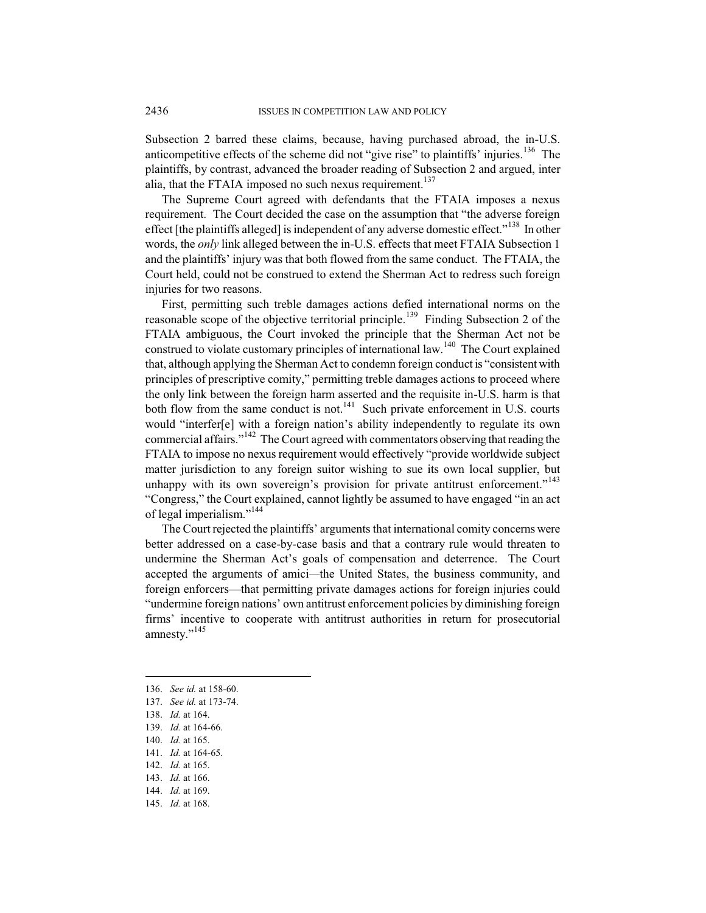Subsection 2 barred these claims, because, having purchased abroad, the in-U.S. anticompetitive effects of the scheme did not "give rise" to plaintiffs' injuries.[136] The plaintiffs, by contrast, advanced the broader reading of Subsection 2 and argued, inter alia, that the FTAIA imposed no such nexus requirement.[137]

The Supreme Court agreed with defendants that the FTAIA imposes a nexus requirement. The Court decided the case on the assumption that "the adverse foreign effect [the plaintiffs alleged] is independent of any adverse domestic effect."[138] In other words, the *only* link alleged between the in-U.S. effects that meet FTAIA Subsection 1 and the plaintiffs' injury was that both flowed from the same conduct. The FTAIA, the Court held, could not be construed to extend the Sherman Act to redress such foreign injuries for two reasons.

First, permitting such treble damages actions defied international norms on the reasonable scope of the objective territorial principle.[139] Finding Subsection 2 of the FTAIA ambiguous, the Court invoked the principle that the Sherman Act not be construed to violate customary principles of international law.[140] The Court explained that, although applying the Sherman Act to condemn foreign conduct is "consistent with principles of prescriptive comity," permitting treble damages actions to proceed where the only link between the foreign harm asserted and the requisite in-U.S. harm is that both flow from the same conduct is not.[141] Such private enforcement in U.S. courts would "interfer[e] with a foreign nation's ability independently to regulate its own commercial affairs."[142] The Court agreed with commentators observing that reading the FTAIA to impose no nexus requirement would effectively "provide worldwide subject matter jurisdiction to any foreign suitor wishing to sue its own local supplier, but unhappy with its own sovereign's provision for private antitrust enforcement."[143] "Congress," the Court explained, cannot lightly be assumed to have engaged "in an act of legal imperialism."[144]

The Court rejected the plaintiffs' arguments that international comity concerns were better addressed on a case-by-case basis and that a contrary rule would threaten to undermine the Sherman Act's goals of compensation and deterrence. The Court accepted the arguments of amici—the United States, the business community, and foreign enforcers—that permitting private damages actions for foreign injuries could "undermine foreign nations' own antitrust enforcement policies by diminishing foreign firms' incentive to cooperate with antitrust authorities in return for prosecutorial amnesty."[145]

---

136. *See id.* at 158-60.
137. *See id.* at 173-74.
138. *Id.* at 164.
139. *Id.* at 164-66.
140. *Id.* at 165.
141. *Id.* at 164-65.
142. *Id.* at 165.
143. *Id.* at 166.
144. *Id.* at 169.
145. *Id.* at 168.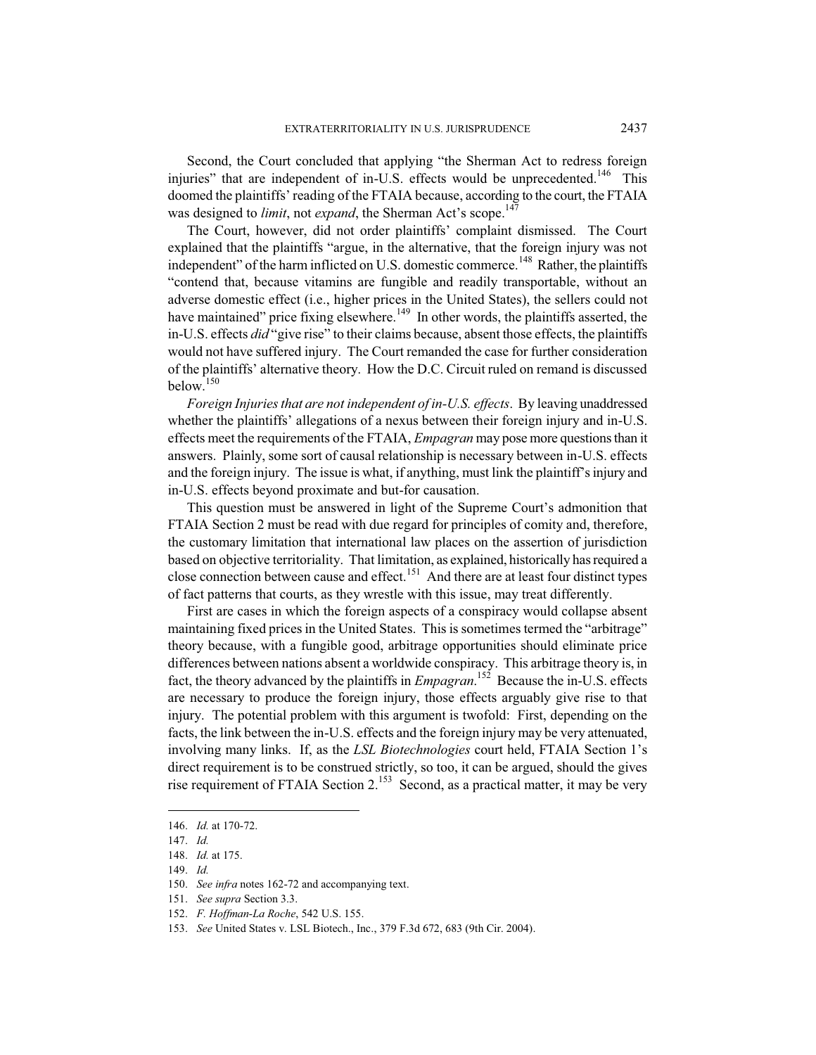Second, the Court concluded that applying "the Sherman Act to redress foreign injuries" that are independent of in-U.S. effects would be unprecedented.[146] This doomed the plaintiffs' reading of the FTAIA because, according to the court, the FTAIA was designed to *limit*, not *expand*, the Sherman Act's scope.[147]

The Court, however, did not order plaintiffs' complaint dismissed. The Court explained that the plaintiffs "argue, in the alternative, that the foreign injury was not independent" of the harm inflicted on U.S. domestic commerce.[148] Rather, the plaintiffs "contend that, because vitamins are fungible and readily transportable, without an adverse domestic effect (i.e., higher prices in the United States), the sellers could not have maintained" price fixing elsewhere.[149] In other words, the plaintiffs asserted, the in-U.S. effects *did* "give rise" to their claims because, absent those effects, the plaintiffs would not have suffered injury. The Court remanded the case for further consideration of the plaintiffs' alternative theory. How the D.C. Circuit ruled on remand is discussed below.[150]

*Foreign Injuries that are not independent of in-U.S. effects*. By leaving unaddressed whether the plaintiffs' allegations of a nexus between their foreign injury and in-U.S. effects meet the requirements of the FTAIA, *Empagran* may pose more questions than it answers. Plainly, some sort of causal relationship is necessary between in-U.S. effects and the foreign injury. The issue is what, if anything, must link the plaintiff's injury and in-U.S. effects beyond proximate and but-for causation.

This question must be answered in light of the Supreme Court's admonition that FTAIA Section 2 must be read with due regard for principles of comity and, therefore, the customary limitation that international law places on the assertion of jurisdiction based on objective territoriality. That limitation, as explained, historically has required a close connection between cause and effect.[151] And there are at least four distinct types of fact patterns that courts, as they wrestle with this issue, may treat differently.

First are cases in which the foreign aspects of a conspiracy would collapse absent maintaining fixed prices in the United States. This is sometimes termed the "arbitrage" theory because, with a fungible good, arbitrage opportunities should eliminate price differences between nations absent a worldwide conspiracy. This arbitrage theory is, in fact, the theory advanced by the plaintiffs in *Empagran*.[152] Because the in-U.S. effects are necessary to produce the foreign injury, those effects arguably give rise to that injury. The potential problem with this argument is twofold: First, depending on the facts, the link between the in-U.S. effects and the foreign injury may be very attenuated, involving many links. If, as the *LSL Biotechnologies* court held, FTAIA Section 1's direct requirement is to be construed strictly, so too, it can be argued, should the gives rise requirement of FTAIA Section 2.[153] Second, as a practical matter, it may be very

---

146. *Id.* at 170-72.

147. *Id.*

148. *Id.* at 175.

149. *Id.*

150. *See infra* notes 162-72 and accompanying text.

151. *See supra* Section 3.3.

152. *F. Hoffman-La Roche*, 542 U.S. 155.

153. *See* United States v. LSL Biotech., Inc., 379 F.3d 672, 683 (9th Cir. 2004).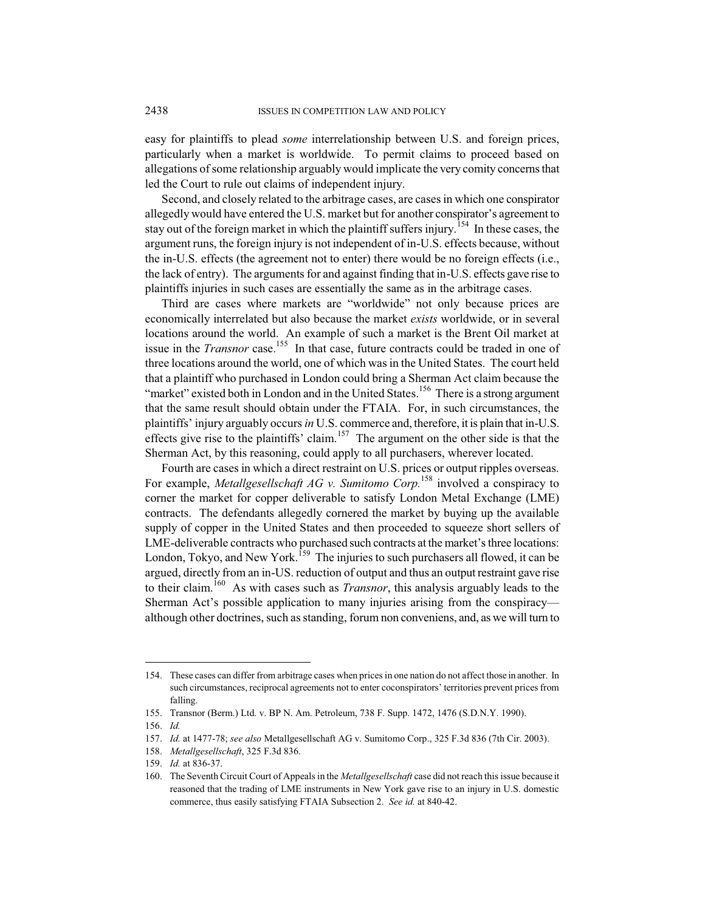easy for plaintiffs to plead *some* interrelationship between U.S. and foreign prices, particularly when a market is worldwide. To permit claims to proceed based on allegations of some relationship arguably would implicate the very comity concerns that led the Court to rule out claims of independent injury.

Second, and closely related to the arbitrage cases, are cases in which one conspirator allegedly would have entered the U.S. market but for another conspirator's agreement to stay out of the foreign market in which the plaintiff suffers injury.[154] In these cases, the argument runs, the foreign injury is not independent of in-U.S. effects because, without the in-U.S. effects (the agreement not to enter) there would be no foreign effects (i.e., the lack of entry). The arguments for and against finding that in-U.S. effects gave rise to plaintiffs injuries in such cases are essentially the same as in the arbitrage cases.

Third are cases where markets are "worldwide" not only because prices are economically interrelated but also because the market *exists* worldwide, or in several locations around the world. An example of such a market is the Brent Oil market at issue in the *Transnor* case.[155] In that case, future contracts could be traded in one of three locations around the world, one of which was in the United States. The court held that a plaintiff who purchased in London could bring a Sherman Act claim because the "market" existed both in London and in the United States.[156] There is a strong argument that the same result should obtain under the FTAIA. For, in such circumstances, the plaintiffs' injury arguably occurs *in* U.S. commerce and, therefore, it is plain that in-U.S. effects give rise to the plaintiffs' claim.[157] The argument on the other side is that the Sherman Act, by this reasoning, could apply to all purchasers, wherever located.

Fourth are cases in which a direct restraint on U.S. prices or output ripples overseas. For example, *Metallgesellschaft AG v. Sumitomo Corp.*[158] involved a conspiracy to corner the market for copper deliverable to satisfy London Metal Exchange (LME) contracts. The defendants allegedly cornered the market by buying up the available supply of copper in the United States and then proceeded to squeeze short sellers of LME-deliverable contracts who purchased such contracts at the market's three locations: London, Tokyo, and New York.[159] The injuries to such purchasers all flowed, it can be argued, directly from an in-US. reduction of output and thus an output restraint gave rise to their claim.[160] As with cases such as *Transnor*, this analysis arguably leads to the Sherman Act's possible application to many injuries arising from the conspiracy—although other doctrines, such as standing, forum non conveniens, and, as we will turn to

---

154. These cases can differ from arbitrage cases when prices in one nation do not affect those in another. In such circumstances, reciprocal agreements not to enter coconspirators' territories prevent prices from falling.

155. Transnor (Berm.) Ltd. v. BP N. Am. Petroleum, 738 F. Supp. 1472, 1476 (S.D.N.Y. 1990).

156. *Id.*

157. *Id.* at 1477-78; *see also* Metallgesellschaft AG v. Sumitomo Corp., 325 F.3d 836 (7th Cir. 2003).

158. *Metallgesellschaft*, 325 F.3d 836.

159. *Id.* at 836-37.

160. The Seventh Circuit Court of Appeals in the *Metallgesellschaft* case did not reach this issue because it reasoned that the trading of LME instruments in New York gave rise to an injury in U.S. domestic commerce, thus easily satisfying FTAIA Subsection 2. *See id.* at 840-42.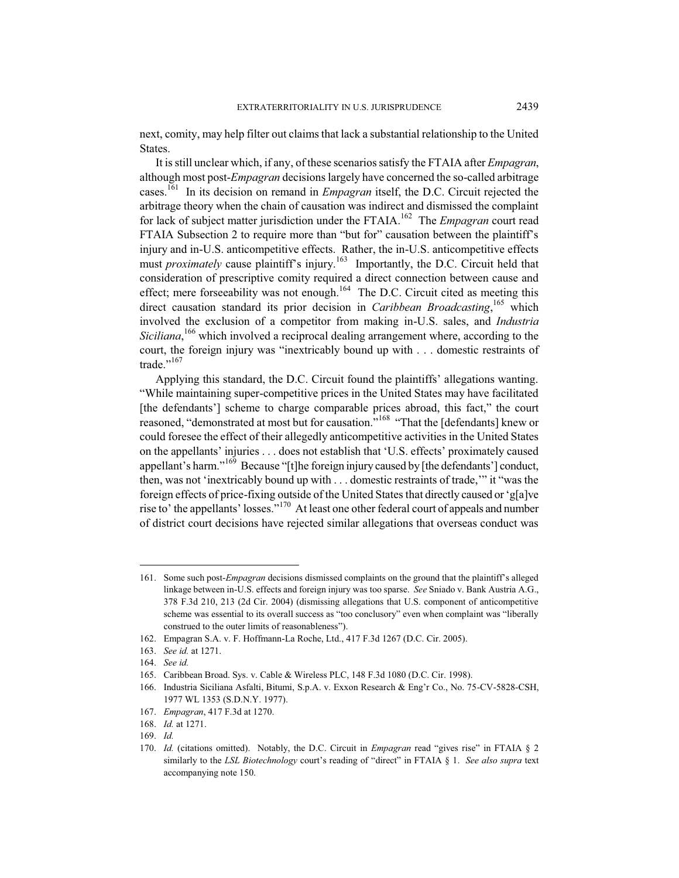next, comity, may help filter out claims that lack a substantial relationship to the United States.

It is still unclear which, if any, of these scenarios satisfy the FTAIA after *Empagran*, although most post-*Empagran* decisions largely have concerned the so-called arbitrage cases.[161] In its decision on remand in *Empagran* itself, the D.C. Circuit rejected the arbitrage theory when the chain of causation was indirect and dismissed the complaint for lack of subject matter jurisdiction under the FTAIA.[162] The *Empagran* court read FTAIA Subsection 2 to require more than "but for" causation between the plaintiff's injury and in-U.S. anticompetitive effects. Rather, the in-U.S. anticompetitive effects must *proximately* cause plaintiff's injury.[163] Importantly, the D.C. Circuit held that consideration of prescriptive comity required a direct connection between cause and effect; mere forseeability was not enough.[164] The D.C. Circuit cited as meeting this direct causation standard its prior decision in *Caribbean Broadcasting*,[165] which involved the exclusion of a competitor from making in-U.S. sales, and *Industria Siciliana*,[166] which involved a reciprocal dealing arrangement where, according to the court, the foreign injury was "inextricably bound up with . . . domestic restraints of trade."[167]

Applying this standard, the D.C. Circuit found the plaintiffs' allegations wanting. "While maintaining super-competitive prices in the United States may have facilitated [the defendants'] scheme to charge comparable prices abroad, this fact," the court reasoned, "demonstrated at most but for causation."[168] "That the [defendants] knew or could foresee the effect of their allegedly anticompetitive activities in the United States on the appellants' injuries . . . does not establish that 'U.S. effects' proximately caused appellant's harm."[169] Because "[t]he foreign injury caused by [the defendants'] conduct, then, was not 'inextricably bound up with . . . domestic restraints of trade,'" it "was the foreign effects of price-fixing outside of the United States that directly caused or 'g[a]ve rise to' the appellants' losses."[170] At least one other federal court of appeals and number of district court decisions have rejected similar allegations that overseas conduct was

---

161. Some such post-*Empagran* decisions dismissed complaints on the ground that the plaintiff's alleged linkage between in-U.S. effects and foreign injury was too sparse. *See* Sniado v. Bank Austria A.G., 378 F.3d 210, 213 (2d Cir. 2004) (dismissing allegations that U.S. component of anticompetitive scheme was essential to its overall success as "too conclusory" even when complaint was "liberally construed to the outer limits of reasonableness").

162. Empagran S.A. v. F. Hoffmann-La Roche, Ltd., 417 F.3d 1267 (D.C. Cir. 2005).

163. *See id.* at 1271.

164. *See id.*

165. Caribbean Broad. Sys. v. Cable & Wireless PLC, 148 F.3d 1080 (D.C. Cir. 1998).

166. Industria Siciliana Asfalti, Bitumi, S.p.A. v. Exxon Research & Eng'r Co., No. 75-CV-5828-CSH, 1977 WL 1353 (S.D.N.Y. 1977).

167. *Empagran*, 417 F.3d at 1270.

168. *Id.* at 1271.

169. *Id.*

170. *Id.* (citations omitted). Notably, the D.C. Circuit in *Empagran* read "gives rise" in FTAIA § 2 similarly to the *LSL Biotechnology* court's reading of "direct" in FTAIA § 1. *See also supra* text accompanying note 150.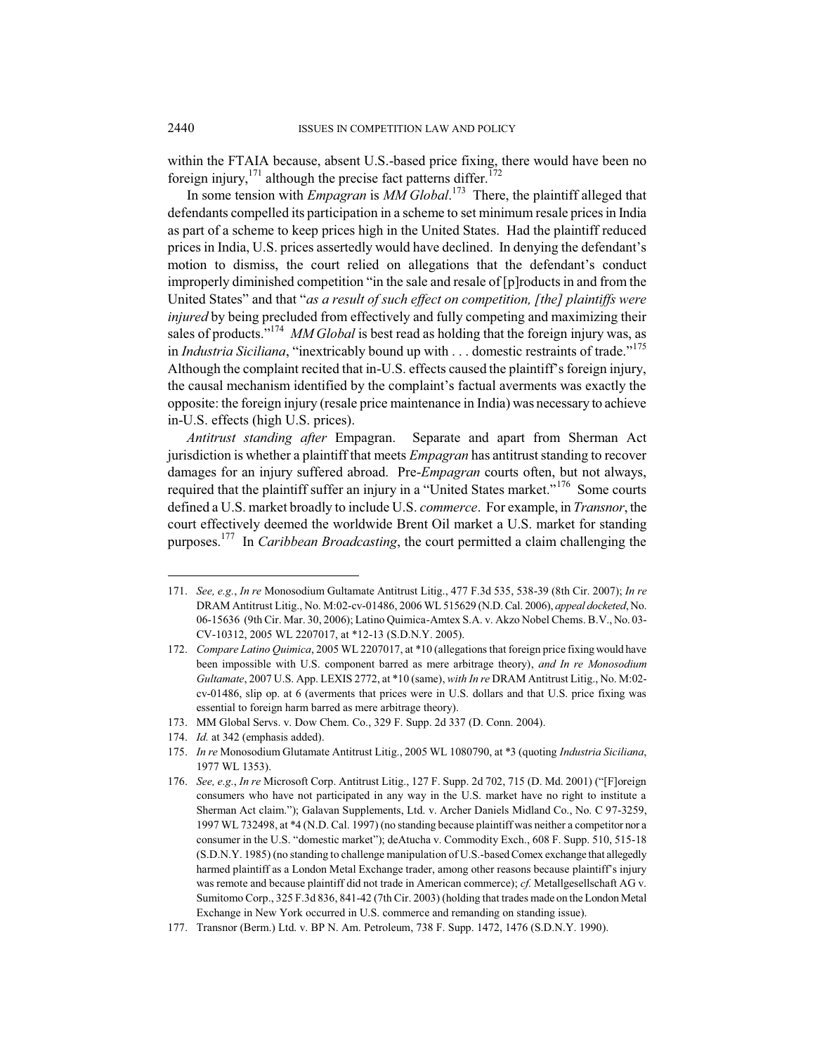within the FTAIA because, absent U.S.-based price fixing, there would have been no foreign injury,[171] although the precise fact patterns differ.[172]

In some tension with *Empagran* is *MM Global*.[173] There, the plaintiff alleged that defendants compelled its participation in a scheme to set minimum resale prices in India as part of a scheme to keep prices high in the United States. Had the plaintiff reduced prices in India, U.S. prices assertedly would have declined. In denying the defendant's motion to dismiss, the court relied on allegations that the defendant's conduct improperly diminished competition "in the sale and resale of [p]roducts in and from the United States" and that "*as a result of such effect on competition, [the] plaintiffs were injured* by being precluded from effectively and fully competing and maximizing their sales of products."[174] *MM Global* is best read as holding that the foreign injury was, as in *Industria Siciliana*, "inextricably bound up with . . . domestic restraints of trade."[175] Although the complaint recited that in-U.S. effects caused the plaintiff's foreign injury, the causal mechanism identified by the complaint's factual averments was exactly the opposite: the foreign injury (resale price maintenance in India) was necessary to achieve in-U.S. effects (high U.S. prices).

*Antitrust standing after* Empagran. Separate and apart from Sherman Act jurisdiction is whether a plaintiff that meets *Empagran* has antitrust standing to recover damages for an injury suffered abroad. Pre-*Empagran* courts often, but not always, required that the plaintiff suffer an injury in a "United States market."[176] Some courts defined a U.S. market broadly to include U.S. *commerce*. For example, in *Transnor*, the court effectively deemed the worldwide Brent Oil market a U.S. market for standing purposes.[177] In *Caribbean Broadcasting*, the court permitted a claim challenging the

---

171. *See, e.g.*, *In re* Monosodium Gultamate Antitrust Litig., 477 F.3d 535, 538-39 (8th Cir. 2007); *In re* DRAM Antitrust Litig., No. M:02-cv-01486, 2006 WL 515629 (N.D. Cal. 2006), *appeal docketed*, No. 06-15636 (9th Cir. Mar. 30, 2006); Latino Quimica-Amtex S.A. v. Akzo Nobel Chems. B.V., No. 03-CV-10312, 2005 WL 2207017, at *12-13 (S.D.N.Y. 2005).

172. *Compare Latino Quimica*, 2005 WL 2207017, at *10 (allegations that foreign price fixing would have been impossible with U.S. component barred as mere arbitrage theory), *and In re Monosodium Gultamate*, 2007 U.S. App. LEXIS 2772, at *10 (same), *with In re* DRAM Antitrust Litig., No. M:02-cv-01486, slip op. at 6 (averments that prices were in U.S. dollars and that U.S. price fixing was essential to foreign harm barred as mere arbitrage theory).

173. MM Global Servs. v. Dow Chem. Co., 329 F. Supp. 2d 337 (D. Conn. 2004).

174. *Id.* at 342 (emphasis added).

175. *In re* Monosodium Glutamate Antitrust Litig., 2005 WL 1080790, at *3 (quoting *Industria Siciliana*, 1977 WL 1353).

176. *See, e.g.*, *In re* Microsoft Corp. Antitrust Litig., 127 F. Supp. 2d 702, 715 (D. Md. 2001) ("[F]oreign consumers who have not participated in any way in the U.S. market have no right to institute a Sherman Act claim."); Galavan Supplements, Ltd. v. Archer Daniels Midland Co., No. C 97-3259, 1997 WL 732498, at *4 (N.D. Cal. 1997) (no standing because plaintiff was neither a competitor nor a consumer in the U.S. "domestic market"); deAtucha v. Commodity Exch., 608 F. Supp. 510, 515-18 (S.D.N.Y. 1985) (no standing to challenge manipulation of U.S.-based Comex exchange that allegedly harmed plaintiff as a London Metal Exchange trader, among other reasons because plaintiff's injury was remote and because plaintiff did not trade in American commerce); *cf.* Metallgesellschaft AG v. Sumitomo Corp., 325 F.3d 836, 841-42 (7th Cir. 2003) (holding that trades made on the London Metal Exchange in New York occurred in U.S. commerce and remanding on standing issue).

177. Transnor (Berm.) Ltd. v. BP N. Am. Petroleum, 738 F. Supp. 1472, 1476 (S.D.N.Y. 1990).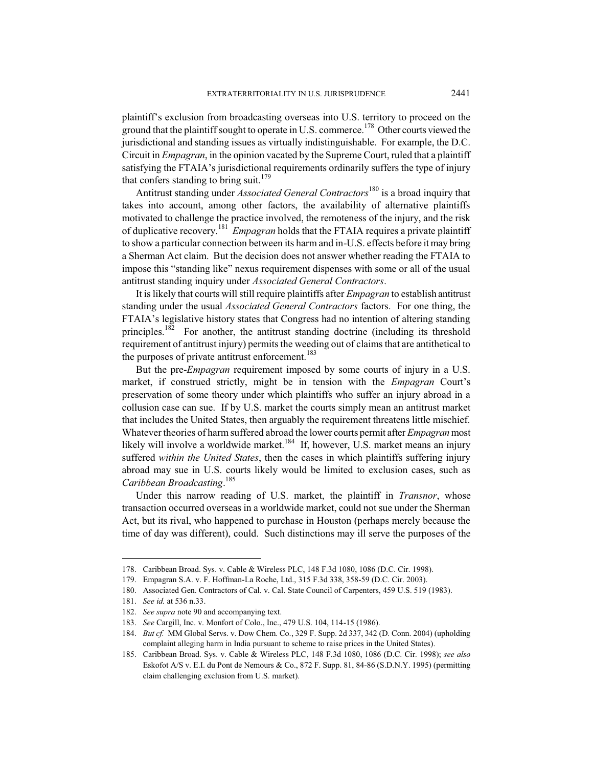plaintiff's exclusion from broadcasting overseas into U.S. territory to proceed on the ground that the plaintiff sought to operate in U.S. commerce.[178] Other courts viewed the jurisdictional and standing issues as virtually indistinguishable. For example, the D.C. Circuit in *Empagran*, in the opinion vacated by the Supreme Court, ruled that a plaintiff satisfying the FTAIA's jurisdictional requirements ordinarily suffers the type of injury that confers standing to bring suit.[179]

Antitrust standing under *Associated General Contractors*[180] is a broad inquiry that takes into account, among other factors, the availability of alternative plaintiffs motivated to challenge the practice involved, the remoteness of the injury, and the risk of duplicative recovery.[181] *Empagran* holds that the FTAIA requires a private plaintiff to show a particular connection between its harm and in-U.S. effects before it may bring a Sherman Act claim. But the decision does not answer whether reading the FTAIA to impose this "standing like" nexus requirement dispenses with some or all of the usual antitrust standing inquiry under *Associated General Contractors*.

It is likely that courts will still require plaintiffs after *Empagran* to establish antitrust standing under the usual *Associated General Contractors* factors. For one thing, the FTAIA's legislative history states that Congress had no intention of altering standing principles.[182] For another, the antitrust standing doctrine (including its threshold requirement of antitrust injury) permits the weeding out of claims that are antithetical to the purposes of private antitrust enforcement.[183]

But the pre-*Empagran* requirement imposed by some courts of injury in a U.S. market, if construed strictly, might be in tension with the *Empagran* Court's preservation of some theory under which plaintiffs who suffer an injury abroad in a collusion case can sue. If by U.S. market the courts simply mean an antitrust market that includes the United States, then arguably the requirement threatens little mischief. Whatever theories of harm suffered abroad the lower courts permit after *Empagran* most likely will involve a worldwide market.[184] If, however, U.S. market means an injury suffered *within the United States*, then the cases in which plaintiffs suffering injury abroad may sue in U.S. courts likely would be limited to exclusion cases, such as *Caribbean Broadcasting*.[185]

Under this narrow reading of U.S. market, the plaintiff in *Transnor*, whose transaction occurred overseas in a worldwide market, could not sue under the Sherman Act, but its rival, who happened to purchase in Houston (perhaps merely because the time of day was different), could. Such distinctions may ill serve the purposes of the

---

178. Caribbean Broad. Sys. v. Cable & Wireless PLC, 148 F.3d 1080, 1086 (D.C. Cir. 1998).

179. Empagran S.A. v. F. Hoffman-La Roche, Ltd., 315 F.3d 338, 358-59 (D.C. Cir. 2003).

180. Associated Gen. Contractors of Cal. v. Cal. State Council of Carpenters, 459 U.S. 519 (1983).

181. *See id.* at 536 n.33.

182. *See supra* note 90 and accompanying text.

183. *See* Cargill, Inc. v. Monfort of Colo., Inc., 479 U.S. 104, 114-15 (1986).

184. *But cf.* MM Global Servs. v. Dow Chem. Co., 329 F. Supp. 2d 337, 342 (D. Conn. 2004) (upholding complaint alleging harm in India pursuant to scheme to raise prices in the United States).

185. Caribbean Broad. Sys. v. Cable & Wireless PLC, 148 F.3d 1080, 1086 (D.C. Cir. 1998); *see also* Eskofot A/S v. E.I. du Pont de Nemours & Co., 872 F. Supp. 81, 84-86 (S.D.N.Y. 1995) (permitting claim challenging exclusion from U.S. market).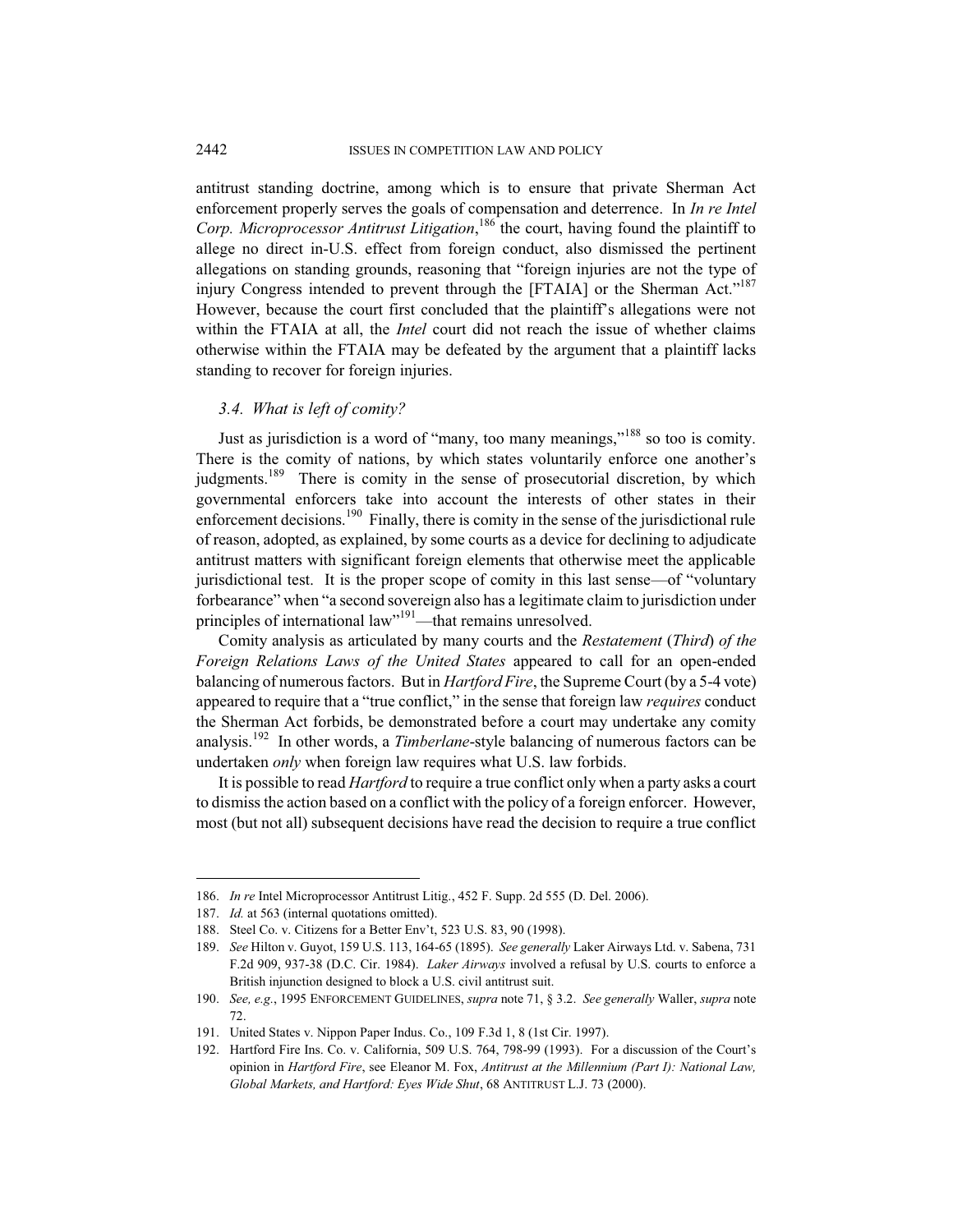antitrust standing doctrine, among which is to ensure that private Sherman Act enforcement properly serves the goals of compensation and deterrence. In *In re Intel Corp. Microprocessor Antitrust Litigation*,[186] the court, having found the plaintiff to allege no direct in-U.S. effect from foreign conduct, also dismissed the pertinent allegations on standing grounds, reasoning that "foreign injuries are not the type of injury Congress intended to prevent through the [FTAIA] or the Sherman Act."[187] However, because the court first concluded that the plaintiff's allegations were not within the FTAIA at all, the *Intel* court did not reach the issue of whether claims otherwise within the FTAIA may be defeated by the argument that a plaintiff lacks standing to recover for foreign injuries.

### *3.4. What is left of comity?*

Just as jurisdiction is a word of "many, too many meanings,"[188] so too is comity. There is the comity of nations, by which states voluntarily enforce one another's judgments.[189] There is comity in the sense of prosecutorial discretion, by which governmental enforcers take into account the interests of other states in their enforcement decisions.[190] Finally, there is comity in the sense of the jurisdictional rule of reason, adopted, as explained, by some courts as a device for declining to adjudicate antitrust matters with significant foreign elements that otherwise meet the applicable jurisdictional test. It is the proper scope of comity in this last sense—of "voluntary forbearance" when "a second sovereign also has a legitimate claim to jurisdiction under principles of international law"[191]—that remains unresolved.

Comity analysis as articulated by many courts and the *Restatement* (*Third*) *of the Foreign Relations Laws of the United States* appeared to call for an open-ended balancing of numerous factors. But in *Hartford Fire*, the Supreme Court (by a 5-4 vote) appeared to require that a "true conflict," in the sense that foreign law *requires* conduct the Sherman Act forbids, be demonstrated before a court may undertake any comity analysis.[192] In other words, a *Timberlane*-style balancing of numerous factors can be undertaken *only* when foreign law requires what U.S. law forbids.

It is possible to read *Hartford* to require a true conflict only when a party asks a court to dismiss the action based on a conflict with the policy of a foreign enforcer. However, most (but not all) subsequent decisions have read the decision to require a true conflict

---

186. *In re* Intel Microprocessor Antitrust Litig., 452 F. Supp. 2d 555 (D. Del. 2006).

187. *Id.* at 563 (internal quotations omitted).

188. Steel Co. v. Citizens for a Better Env't, 523 U.S. 83, 90 (1998).

189. *See* Hilton v. Guyot, 159 U.S. 113, 164-65 (1895). *See generally* Laker Airways Ltd. v. Sabena, 731 F.2d 909, 937-38 (D.C. Cir. 1984). *Laker Airways* involved a refusal by U.S. courts to enforce a British injunction designed to block a U.S. civil antitrust suit.

190. *See, e.g.*, 1995 ENFORCEMENT GUIDELINES, *supra* note 71, § 3.2. *See generally* Waller, *supra* note 72.

191. United States v. Nippon Paper Indus. Co., 109 F.3d 1, 8 (1st Cir. 1997).

192. Hartford Fire Ins. Co. v. California, 509 U.S. 764, 798-99 (1993). For a discussion of the Court's opinion in *Hartford Fire*, see Eleanor M. Fox, *Antitrust at the Millennium (Part I): National Law, Global Markets, and Hartford: Eyes Wide Shut*, 68 ANTITRUST L.J. 73 (2000).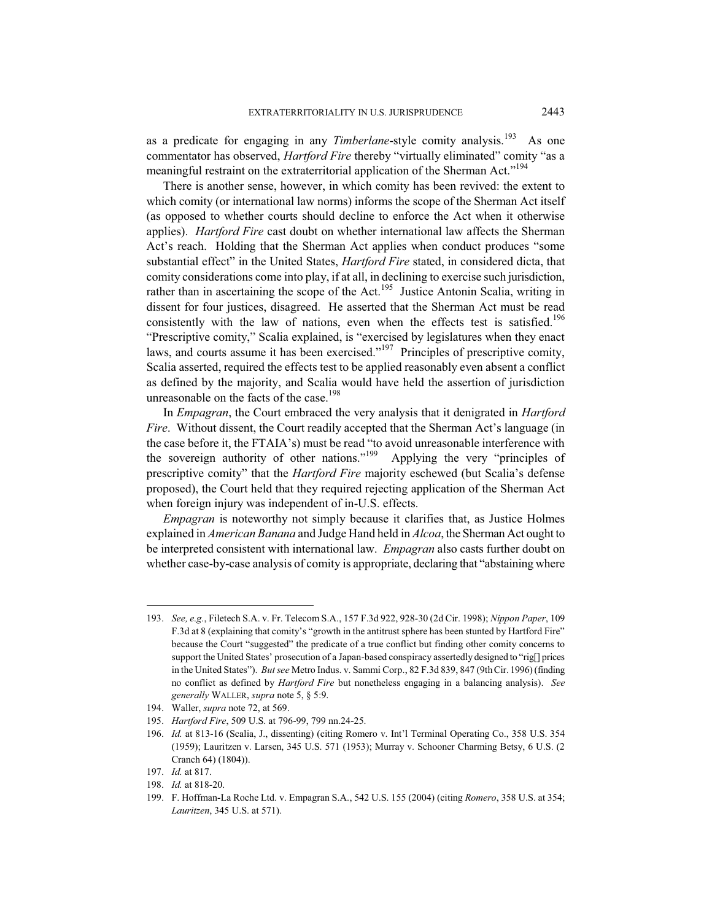as a predicate for engaging in any *Timberlane*-style comity analysis.[193] As one commentator has observed, *Hartford Fire* thereby "virtually eliminated" comity "as a meaningful restraint on the extraterritorial application of the Sherman Act."[194]

There is another sense, however, in which comity has been revived: the extent to which comity (or international law norms) informs the scope of the Sherman Act itself (as opposed to whether courts should decline to enforce the Act when it otherwise applies). *Hartford Fire* cast doubt on whether international law affects the Sherman Act's reach. Holding that the Sherman Act applies when conduct produces "some substantial effect" in the United States, *Hartford Fire* stated, in considered dicta, that comity considerations come into play, if at all, in declining to exercise such jurisdiction, rather than in ascertaining the scope of the Act.[195] Justice Antonin Scalia, writing in dissent for four justices, disagreed. He asserted that the Sherman Act must be read consistently with the law of nations, even when the effects test is satisfied.[196] "Prescriptive comity," Scalia explained, is "exercised by legislatures when they enact laws, and courts assume it has been exercised."[197] Principles of prescriptive comity, Scalia asserted, required the effects test to be applied reasonably even absent a conflict as defined by the majority, and Scalia would have held the assertion of jurisdiction unreasonable on the facts of the case.[198]

In *Empagran*, the Court embraced the very analysis that it denigrated in *Hartford Fire*. Without dissent, the Court readily accepted that the Sherman Act's language (in the case before it, the FTAIA's) must be read "to avoid unreasonable interference with the sovereign authority of other nations."[199] Applying the very "principles of prescriptive comity" that the *Hartford Fire* majority eschewed (but Scalia's defense proposed), the Court held that they required rejecting application of the Sherman Act when foreign injury was independent of in-U.S. effects.

*Empagran* is noteworthy not simply because it clarifies that, as Justice Holmes explained in *American Banana* and Judge Hand held in *Alcoa*, the Sherman Act ought to be interpreted consistent with international law. *Empagran* also casts further doubt on whether case-by-case analysis of comity is appropriate, declaring that "abstaining where

---

193. *See, e.g.*, Filetech S.A. v. Fr. Telecom S.A., 157 F.3d 922, 928-30 (2d Cir. 1998); *Nippon Paper*, 109 F.3d at 8 (explaining that comity's "growth in the antitrust sphere has been stunted by Hartford Fire" because the Court "suggested" the predicate of a true conflict but finding other comity concerns to support the United States' prosecution of a Japan-based conspiracy assertedly designed to "rig[] prices in the United States"). *But see* Metro Indus. v. Sammi Corp., 82 F.3d 839, 847 (9th Cir. 1996) (finding no conflict as defined by *Hartford Fire* but nonetheless engaging in a balancing analysis). *See generally* WALLER, *supra* note 5, § 5:9.

194. Waller, *supra* note 72, at 569.

195. *Hartford Fire*, 509 U.S. at 796-99, 799 nn.24-25.

196. *Id.* at 813-16 (Scalia, J., dissenting) (citing Romero v. Int'l Terminal Operating Co., 358 U.S. 354 (1959); Lauritzen v. Larsen, 345 U.S. 571 (1953); Murray v. Schooner Charming Betsy, 6 U.S. (2 Cranch 64) (1804)).

197. *Id.* at 817.

198. *Id.* at 818-20.

199. F. Hoffman-La Roche Ltd. v. Empagran S.A., 542 U.S. 155 (2004) (citing *Romero*, 358 U.S. at 354; *Lauritzen*, 345 U.S. at 571).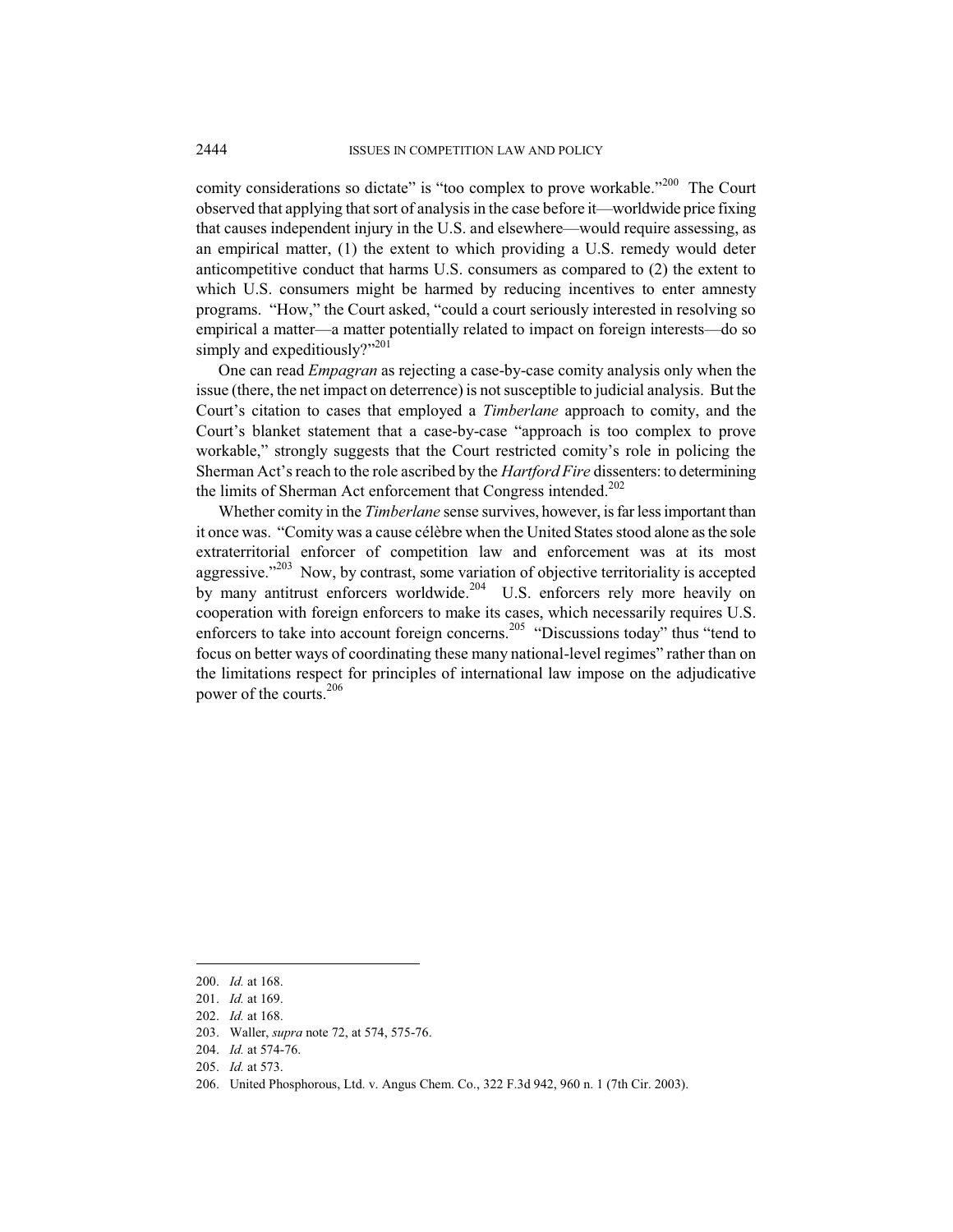comity considerations so dictate" is "too complex to prove workable."[200] The Court observed that applying that sort of analysis in the case before it—worldwide price fixing that causes independent injury in the U.S. and elsewhere—would require assessing, as an empirical matter, (1) the extent to which providing a U.S. remedy would deter anticompetitive conduct that harms U.S. consumers as compared to (2) the extent to which U.S. consumers might be harmed by reducing incentives to enter amnesty programs. "How," the Court asked, "could a court seriously interested in resolving so empirical a matter—a matter potentially related to impact on foreign interests—do so simply and expeditiously?"[201]

One can read *Empagran* as rejecting a case-by-case comity analysis only when the issue (there, the net impact on deterrence) is not susceptible to judicial analysis. But the Court's citation to cases that employed a *Timberlane* approach to comity, and the Court's blanket statement that a case-by-case "approach is too complex to prove workable," strongly suggests that the Court restricted comity's role in policing the Sherman Act's reach to the role ascribed by the *Hartford Fire* dissenters: to determining the limits of Sherman Act enforcement that Congress intended.[202]

Whether comity in the *Timberlane* sense survives, however, is far less important than it once was. "Comity was a cause célèbre when the United States stood alone as the sole extraterritorial enforcer of competition law and enforcement was at its most aggressive."[203] Now, by contrast, some variation of objective territoriality is accepted by many antitrust enforcers worldwide.[204] U.S. enforcers rely more heavily on cooperation with foreign enforcers to make its cases, which necessarily requires U.S. enforcers to take into account foreign concerns.[205] "Discussions today" thus "tend to focus on better ways of coordinating these many national-level regimes" rather than on the limitations respect for principles of international law impose on the adjudicative power of the courts.[206]

---

200. *Id.* at 168.
201. *Id.* at 169.
202. *Id.* at 168.
203. Waller, *supra* note 72, at 574, 575-76.
204. *Id.* at 574-76.
205. *Id.* at 573.
206. United Phosphorous, Ltd. v. Angus Chem. Co., 322 F.3d 942, 960 n. 1 (7th Cir. 2003).